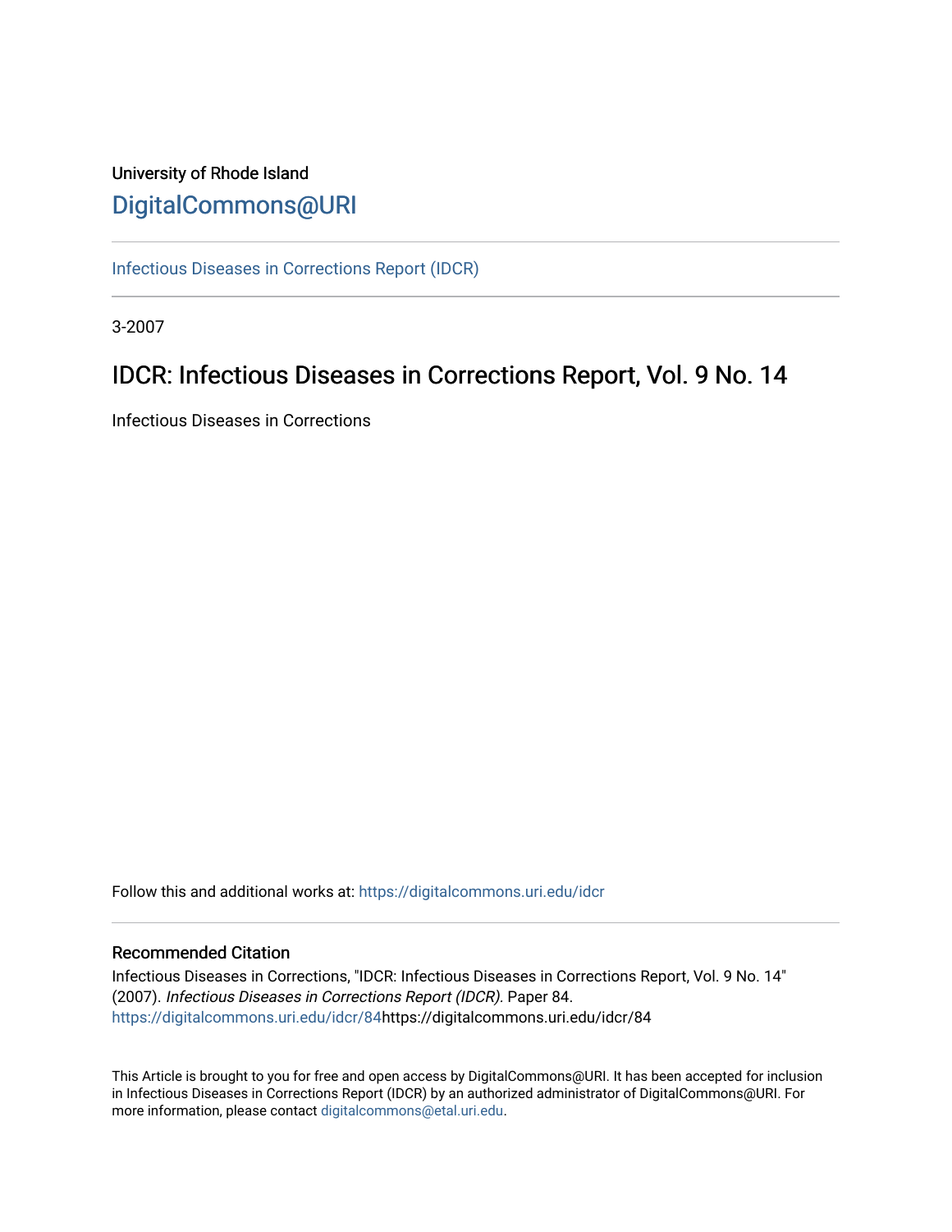University of Rhode Island

DigitalCommons@URI

Infectious Diseases in Corrections Report (IDCR)

3-2007

# IDCR: Infectious Diseases in Corrections Report, Vol. 9 No. 14

Infectious Diseases in Corrections

Follow this and additional works at: https://digitalcommons.uri.edu/idcr

## Recommended Citation

Infectious Diseases in Corrections, "IDCR: Infectious Diseases in Corrections Report, Vol. 9 No. 14" (2007). *Infectious Diseases in Corrections Report (IDCR).* Paper 84.
https://digitalcommons.uri.edu/idcr/84https://digitalcommons.uri.edu/idcr/84

This Article is brought to you for free and open access by DigitalCommons@URI. It has been accepted for inclusion in Infectious Diseases in Corrections Report (IDCR) by an authorized administrator of DigitalCommons@URI. For more information, please contact digitalcommons@etal.uri.edu.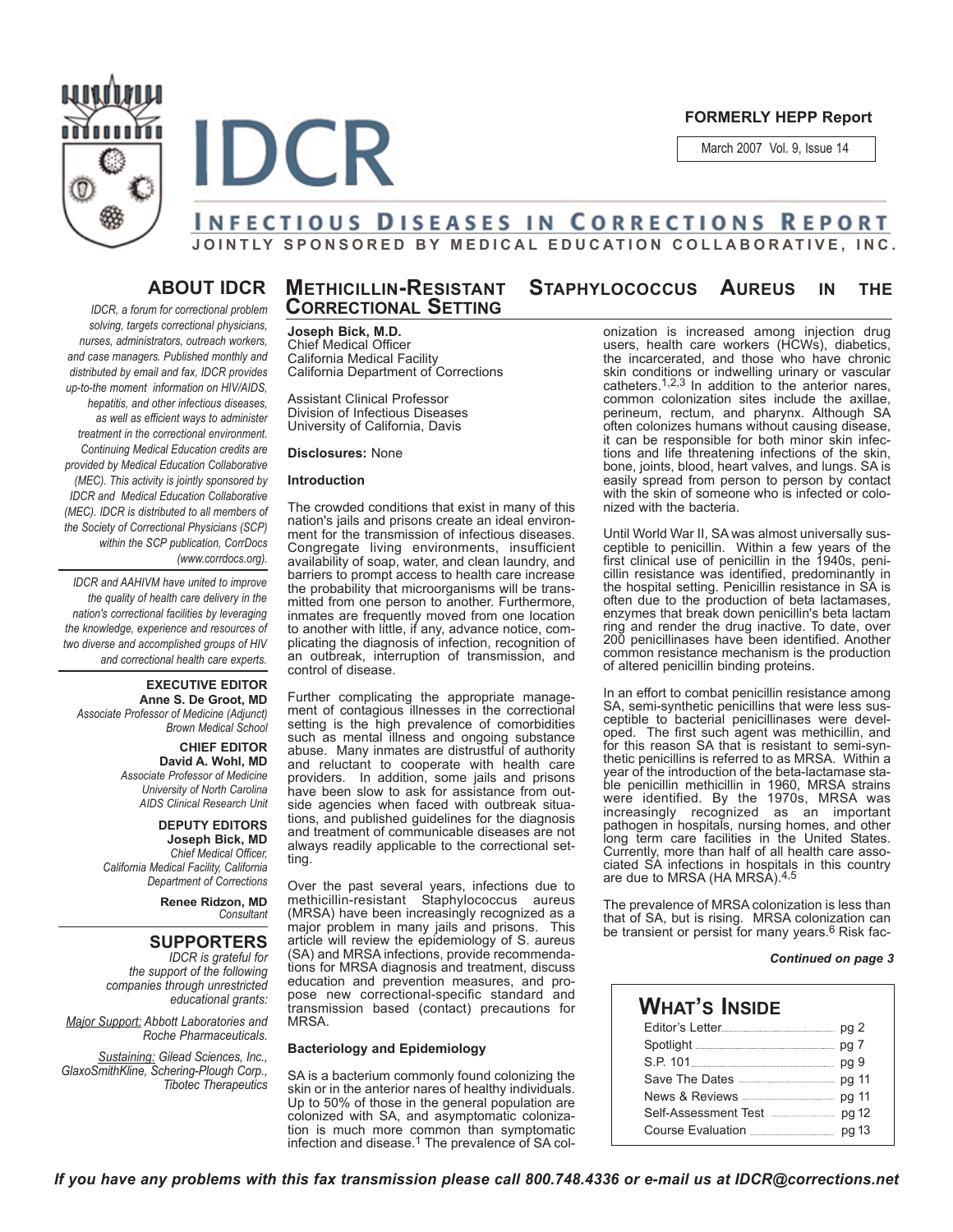# IDCR

**FORMERLY HEPP Report**

March 2007 Vol. 9, Issue 14

## INFECTIOUS DISEASES IN CORRECTIONS REPORT

**JOINTLY SPONSORED BY MEDICAL EDUCATION COLLABORATIVE, INC.**

## ABOUT IDCR

*IDCR, a forum for correctional problem solving, targets correctional physicians, nurses, administrators, outreach workers, and case managers. Published monthly and distributed by email and fax, IDCR provides up-to-the moment information on HIV/AIDS, hepatitis, and other infectious diseases, as well as efficient ways to administer treatment in the correctional environment. Continuing Medical Education credits are provided by Medical Education Collaborative (MEC). This activity is jointly sponsored by IDCR and Medical Education Collaborative (MEC). IDCR is distributed to all members of the Society of Correctional Physicians (SCP) within the SCP publication, CorrDocs (www.corrdocs.org).*

*IDCR and AAHIVM have united to improve the quality of health care delivery in the nation's correctional facilities by leveraging the knowledge, experience and resources of two diverse and accomplished groups of HIV and correctional health care experts.*

**EXECUTIVE EDITOR**
**Anne S. De Groot, MD**
*Associate Professor of Medicine (Adjunct)*
*Brown Medical School*

**CHIEF EDITOR**
**David A. Wohl, MD**
*Associate Professor of Medicine*
*University of North Carolina*
*AIDS Clinical Research Unit*

**DEPUTY EDITORS**
**Joseph Bick, MD**
*Chief Medical Officer,*
*California Medical Facility, California Department of Corrections*

**Renee Ridzon, MD**
*Consultant*

## SUPPORTERS

*IDCR is grateful for the support of the following companies through unrestricted educational grants:*

*Major Support: Abbott Laboratories and Roche Pharmaceuticals.*

*Sustaining: Gilead Sciences, Inc., GlaxoSmithKline, Schering-Plough Corp., Tibotec Therapeutics*

## METHICILLIN-RESISTANT STAPHYLOCOCCUS AUREUS IN THE CORRECTIONAL SETTING

**Joseph Bick, M.D.**
Chief Medical Officer
California Medical Facility
California Department of Corrections

Assistant Clinical Professor
Division of Infectious Diseases
University of California, Davis

**Disclosures:** None

### Introduction

The crowded conditions that exist in many of this nation's jails and prisons create an ideal environment for the transmission of infectious diseases. Congregate living environments, insufficient availability of soap, water, and clean laundry, and barriers to prompt access to health care increase the probability that microorganisms will be transmitted from one person to another. Furthermore, inmates are frequently moved from one location to another with little, if any, advance notice, complicating the diagnosis of infection, recognition of an outbreak, interruption of transmission, and control of disease.

Further complicating the appropriate management of contagious illnesses in the correctional setting is the high prevalence of comorbidities such as mental illness and ongoing substance abuse. Many inmates are distrustful of authority and reluctant to cooperate with health care providers. In addition, some jails and prisons have been slow to ask for assistance from outside agencies when faced with outbreak situations, and published guidelines for the diagnosis and treatment of communicable diseases are not always readily applicable to the correctional setting.

Over the past several years, infections due to methicillin-resistant Staphylococcus aureus (MRSA) have been increasingly recognized as a major problem in many jails and prisons. This article will review the epidemiology of S. aureus (SA) and MRSA infections, provide recommendations for MRSA diagnosis and treatment, discuss education and prevention measures, and propose new correctional-specific standard and transmission based (contact) precautions for MRSA.

### Bacteriology and Epidemiology

SA is a bacterium commonly found colonizing the skin or in the anterior nares of healthy individuals. Up to 50% of those in the general population are colonized with SA, and asymptomatic colonization is much more common than symptomatic infection and disease.[1] The prevalence of SA colonization is increased among injection drug users, health care workers (HCWs), diabetics, the incarcerated, and those who have chronic skin conditions or indwelling urinary or vascular catheters.[1,2,3] In addition to the anterior nares, common colonization sites include the axillae, perineum, rectum, and pharynx. Although SA often colonizes humans without causing disease, it can be responsible for both minor skin infections and life threatening infections of the skin, bone, joints, blood, heart valves, and lungs. SA is easily spread from person to person by contact with the skin of someone who is infected or colonized with the bacteria.

Until World War II, SA was almost universally susceptible to penicillin. Within a few years of the first clinical use of penicillin in the 1940s, penicillin resistance was identified, predominantly in the hospital setting. Penicillin resistance in SA is often due to the production of beta lactamases, enzymes that break down penicillin's beta lactam ring and render the drug inactive. To date, over 200 penicillinases have been identified. Another common resistance mechanism is the production of altered penicillin binding proteins.

In an effort to combat penicillin resistance among SA, semi-synthetic penicillins that were less susceptible to bacterial penicillinases were developed. The first such agent was methicillin, and for this reason SA that is resistant to semi-synthetic penicillins is referred to as MRSA. Within a year of the introduction of the beta-lactamase stable penicillin methicillin in 1960, MRSA strains were identified. By the 1970s, MRSA was increasingly recognized as an important pathogen in hospitals, nursing homes, and other long term care facilities in the United States. Currently, more than half of all health care associated SA infections in hospitals in this country are due to MRSA (HA MRSA).[4,5]

The prevalence of MRSA colonization is less than that of SA, but is rising. MRSA colonization can be transient or persist for many years.[6] Risk fac-

***Continued on page 3***

## WHAT'S INSIDE

| | |
|---|---|
| Editor's Letter | pg 2 |
| Spotlight | pg 7 |
| S.P. 101 | pg 9 |
| Save The Dates | pg 11 |
| News & Reviews | pg 11 |
| Self-Assessment Test | pg 12 |
| Course Evaluation | pg 13 |

*If you have any problems with this fax transmission please call 800.748.4336 or e-mail us at IDCR@corrections.net*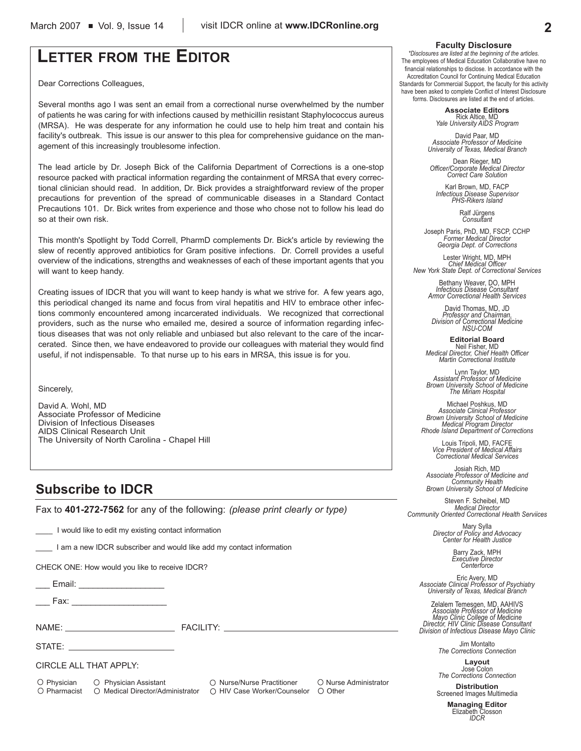# LETTER FROM THE EDITOR

Dear Corrections Colleagues,

Several months ago I was sent an email from a correctional nurse overwhelmed by the number of patients he was caring for with infections caused by methicillin resistant Staphylococcus aureus (MRSA). He was desperate for any information he could use to help him treat and contain his facility's outbreak. This issue is our answer to this plea for comprehensive guidance on the management of this increasingly troublesome infection.

The lead article by Dr. Joseph Bick of the California Department of Corrections is a one-stop resource packed with practical information regarding the containment of MRSA that every correctional clinician should read. In addition, Dr. Bick provides a straightforward review of the proper precautions for prevention of the spread of communicable diseases in a Standard Contact Precautions 101. Dr. Bick writes from experience and those who chose not to follow his lead do so at their own risk.

This month's Spotlight by Todd Correll, PharmD complements Dr. Bick's article by reviewing the slew of recently approved antibiotics for Gram positive infections. Dr. Correll provides a useful overview of the indications, strengths and weaknesses of each of these important agents that you will want to keep handy.

Creating issues of IDCR that you will want to keep handy is what we strive for. A few years ago, this periodical changed its name and focus from viral hepatitis and HIV to embrace other infections commonly encountered among incarcerated individuals. We recognized that correctional providers, such as the nurse who emailed me, desired a source of information regarding infectious diseases that was not only reliable and unbiased but also relevant to the care of the incarcerated. Since then, we have endeavored to provide our colleagues with material they would find useful, if not indispensable. To that nurse up to his ears in MRSA, this issue is for you.

Sincerely,

David A. Wohl, MD
Associate Professor of Medicine
Division of Infectious Diseases
AIDS Clinical Research Unit
The University of North Carolina - Chapel Hill

## Subscribe to IDCR

Fax to **401-272-7562** for any of the following: *(please print clearly or type)*

____ I would like to edit my existing contact information

____ I am a new IDCR subscriber and would like add my contact information

CHECK ONE: How would you like to receive IDCR?

___ Email: __________________

___ Fax: ____________________

NAME: ______________________ FACILITY: ____________________________________

STATE: ______________________

CIRCLE ALL THAT APPLY:

○ Physician ○ Physician Assistant ○ Nurse/Nurse Practitioner ○ Nurse Administrator
○ Pharmacist ○ Medical Director/Administrator ○ HIV Case Worker/Counselor ○ Other

**Faculty Disclosure**

*\*Disclosures are listed at the beginning of the articles.*
The employees of Medical Education Collaborative have no financial relationships to disclose. In accordance with the Accreditation Council for Continuing Medical Education Standards for Commercial Support, the faculty for this activity have been asked to complete Conflict of Interest Disclosure forms. Disclosures are listed at the end of articles.

**Associate Editors**

Rick Altice, MD
*Yale University AIDS Program*

David Paar, MD
*Associate Professor of Medicine*
*University of Texas, Medical Branch*

Dean Rieger, MD
*Officer/Corporate Medical Director*
*Correct Care Solution*

Karl Brown, MD, FACP
*Infectious Disease Supervisor*
*PHS-Rikers Island*

Ralf Jürgens
*Consultant*

Joseph Paris, PhD, MD, FSCP, CCHP
*Former Medical Director*
*Georgia Dept. of Corrections*

Lester Wright, MD, MPH
*Chief Medical Officer*
*New York State Dept. of Correctional Services*

Bethany Weaver, DO, MPH
*Infectious Disease Consultant*
*Armor Correctional Health Services*

David Thomas, MD, JD
*Professor and Chairman,*
*Division of Correctional Medicine*
*NSU-COM*

**Editorial Board**

Neil Fisher, MD
*Medical Director, Chief Health Officer*
*Martin Correctional Institute*

Lynn Taylor, MD
*Assistant Professor of Medicine*
*Brown University School of Medicine*
*The Miriam Hospital*

Michael Poshkus, MD
*Associate Clinical Professor*
*Brown University School of Medicine*
*Medical Program Director*
*Rhode Island Department of Corrections*

Louis Tripoli, MD, FACFE
*Vice President of Medical Affairs*
*Correctional Medical Services*

Josiah Rich, MD
*Associate Professor of Medicine and Community Health*
*Brown University School of Medicine*

Steven F. Scheibel, MD
*Medical Director*
*Community Oriented Correctional Health Serviices*

Mary Sylla
*Director of Policy and Advocacy*
*Center for Health Justice*

Barry Zack, MPH
*Executive Director*
*Centerforce*

Eric Avery, MD
*Associate Clinical Professor of Psychiatry*
*University of Texas, Medical Branch*

Zelalem Temesgen, MD, AAHIVS
*Associate Professor of Medicine*
*Mayo Clinic College of Medicine*
*Director, HIV Clinic Disease Consultant*
*Division of Infectious Disease Mayo Clinic*

Jim Montalto
*The Corrections Connection*

**Layout**

Jose Colon
*The Corrections Connection*

**Distribution**

Screened Images Multimedia

**Managing Editor**

Elizabeth Closson
*IDCR*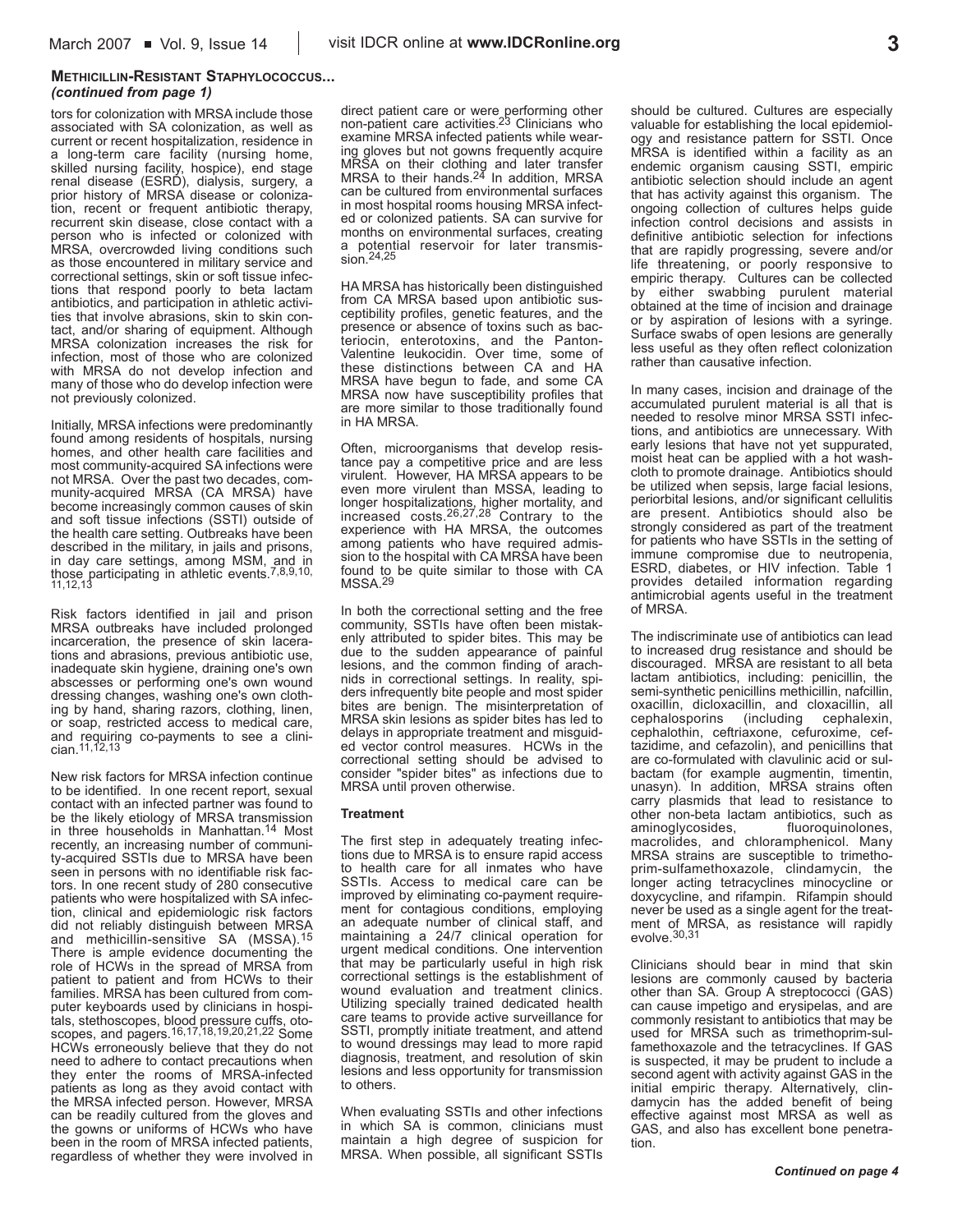## Methicillin-Resistant Staphylococcus...
*(continued from page 1)*

tors for colonization with MRSA include those associated with SA colonization, as well as current or recent hospitalization, residence in a long-term care facility (nursing home, skilled nursing facility, hospice), end stage renal disease (ESRD), dialysis, surgery, a prior history of MRSA disease or colonization, recent or frequent antibiotic therapy, recurrent skin disease, close contact with a person who is infected or colonized with MRSA, overcrowded living conditions such as those encountered in military service and correctional settings, skin or soft tissue infections that respond poorly to beta lactam antibiotics, and participation in athletic activities that involve abrasions, skin to skin contact, and/or sharing of equipment. Although MRSA colonization increases the risk for infection, most of those who are colonized with MRSA do not develop infection and many of those who do develop infection were not previously colonized.

Initially, MRSA infections were predominantly found among residents of hospitals, nursing homes, and other health care facilities and most community-acquired SA infections were not MRSA. Over the past two decades, community-acquired MRSA (CA MRSA) have become increasingly common causes of skin and soft tissue infections (SSTI) outside of the health care setting. Outbreaks have been described in the military, in jails and prisons, in day care settings, among MSM, and in those participating in athletic events.[7,8,9,10,11,12,13]

Risk factors identified in jail and prison MRSA outbreaks have included prolonged incarceration, the presence of skin lacerations and abrasions, previous antibiotic use, inadequate skin hygiene, draining one's own abscesses or performing one's own wound dressing changes, washing one's own clothing by hand, sharing razors, clothing, linen, or soap, restricted access to medical care, and requiring co-payments to see a clinician.[11,12,13]

New risk factors for MRSA infection continue to be identified. In one recent report, sexual contact with an infected partner was found to be the likely etiology of MRSA transmission in three households in Manhattan.[14] Most recently, an increasing number of community-acquired SSTIs due to MRSA have been seen in persons with no identifiable risk factors. In one recent study of 280 consecutive patients who were hospitalized with SA infection, clinical and epidemiologic risk factors did not reliably distinguish between MRSA and methicillin-sensitive SA (MSSA).[15] There is ample evidence documenting the role of HCWs in the spread of MRSA from patient to patient and from HCWs to their families. MRSA has been cultured from computer keyboards used by clinicians in hospitals, stethoscopes, blood pressure cuffs, otoscopes, and pagers.[16,17,18,19,20,21,22] Some HCWs erroneously believe that they do not need to adhere to contact precautions when they enter the rooms of MRSA-infected patients as long as they avoid contact with the MRSA infected person. However, MRSA can be readily cultured from the gloves and the gowns or uniforms of HCWs who have been in the room of MRSA infected patients, regardless of whether they were involved in direct patient care or were performing other non-patient care activities.[23] Clinicians who examine MRSA infected patients while wearing gloves but not gowns frequently acquire MRSA on their clothing and later transfer MRSA to their hands.[24] In addition, MRSA can be cultured from environmental surfaces in most hospital rooms housing MRSA infected or colonized patients. SA can survive for months on environmental surfaces, creating a potential reservoir for later transmission.[24,25]

HA MRSA has historically been distinguished from CA MRSA based upon antibiotic susceptibility profiles, genetic features, and the presence or absence of toxins such as bacteriocin, enterotoxins, and the Panton-Valentine leukocidin. Over time, some of these distinctions between CA and HA MRSA have begun to fade, and some CA MRSA now have susceptibility profiles that are more similar to those traditionally found in HA MRSA.

Often, microorganisms that develop resistance pay a competitive price and are less virulent. However, HA MRSA appears to be even more virulent than MSSA, leading to longer hospitalizations, higher mortality, and increased costs.[26,27,28] Contrary to the experience with HA MRSA, the outcomes among patients who have required admission to the hospital with CA MRSA have been found to be quite similar to those with CA MSSA.[29]

In both the correctional setting and the free community, SSTIs have often been mistakenly attributed to spider bites. This may be due to the sudden appearance of painful lesions, and the common finding of arachnids in correctional settings. In reality, spiders infrequently bite people and most spider bites are benign. The misinterpretation of MRSA skin lesions as spider bites has led to delays in appropriate treatment and misguided vector control measures. HCWs in the correctional setting should be advised to consider "spider bites" as infections due to MRSA until proven otherwise.

### Treatment

The first step in adequately treating infections due to MRSA is to ensure rapid access to health care for all inmates who have SSTIs. Access to medical care can be improved by eliminating co-payment requirement for contagious conditions, employing an adequate number of clinical staff, and maintaining a 24/7 clinical operation for urgent medical conditions. One intervention that may be particularly useful in high risk correctional settings is the establishment of wound evaluation and treatment clinics. Utilizing specially trained dedicated health care teams to provide active surveillance for SSTI, promptly initiate treatment, and attend to wound dressings may lead to more rapid diagnosis, treatment, and resolution of skin lesions and less opportunity for transmission to others.

When evaluating SSTIs and other infections in which SA is common, clinicians must maintain a high degree of suspicion for MRSA. When possible, all significant SSTIs should be cultured. Cultures are especially valuable for establishing the local epidemiology and resistance pattern for SSTI. Once MRSA is identified within a facility as an endemic organism causing SSTI, empiric antibiotic selection should include an agent that has activity against this organism. The ongoing collection of cultures helps guide infection control decisions and assists in definitive antibiotic selection for infections that are rapidly progressing, severe and/or life threatening, or poorly responsive to empiric therapy. Cultures can be collected by either swabbing purulent material obtained at the time of incision and drainage or by aspiration of lesions with a syringe. Surface swabs of open lesions are generally less useful as they often reflect colonization rather than causative infection.

In many cases, incision and drainage of the accumulated purulent material is all that is needed to resolve minor MRSA SSTI infections, and antibiotics are unnecessary. With early lesions that have not yet suppurated, moist heat can be applied with a hot washcloth to promote drainage. Antibiotics should be utilized when sepsis, large facial lesions, periorbital lesions, and/or significant cellulitis are present. Antibiotics should also be strongly considered as part of the treatment for patients who have SSTIs in the setting of immune compromise due to neutropenia, ESRD, diabetes, or HIV infection. Table 1 provides detailed information regarding antimicrobial agents useful in the treatment of MRSA.

The indiscriminate use of antibiotics can lead to increased drug resistance and should be discouraged. MRSA are resistant to all beta lactam antibiotics, including: penicillin, the semi-synthetic penicillins methicillin, nafcillin, oxacillin, dicloxacillin, and cloxacillin, all cephalosporins (including cephalexin, cephalothin, ceftriaxone, cefuroxime, ceftazidime, and cefazolin), and penicillins that are co-formulated with clavulinic acid or sulbactam (for example augmentin, timentin, unasyn). In addition, MRSA strains often carry plasmids that lead to resistance to other non-beta lactam antibiotics, such as aminoglycosides, fluoroquinolones, macrolides, and chloramphenicol. Many MRSA strains are susceptible to trimethoprim-sulfamethoxazole, clindamycin, the longer acting tetracyclines minocycline or doxycycline, and rifampin. Rifampin should never be used as a single agent for the treatment of MRSA, as resistance will rapidly evolve.[30,31]

Clinicians should bear in mind that skin lesions are commonly caused by bacteria other than SA. Group A streptococci (GAS) can cause impetigo and erysipelas, and are commonly resistant to antibiotics that may be used for MRSA such as trimethoprim-sulfamethoxazole and the tetracyclines. If GAS is suspected, it may be prudent to include a second agent with activity against GAS in the initial empiric therapy. Alternatively, clindamycin has the added benefit of being effective against most MRSA as well as GAS, and also has excellent bone penetration.

*Continued on page 4*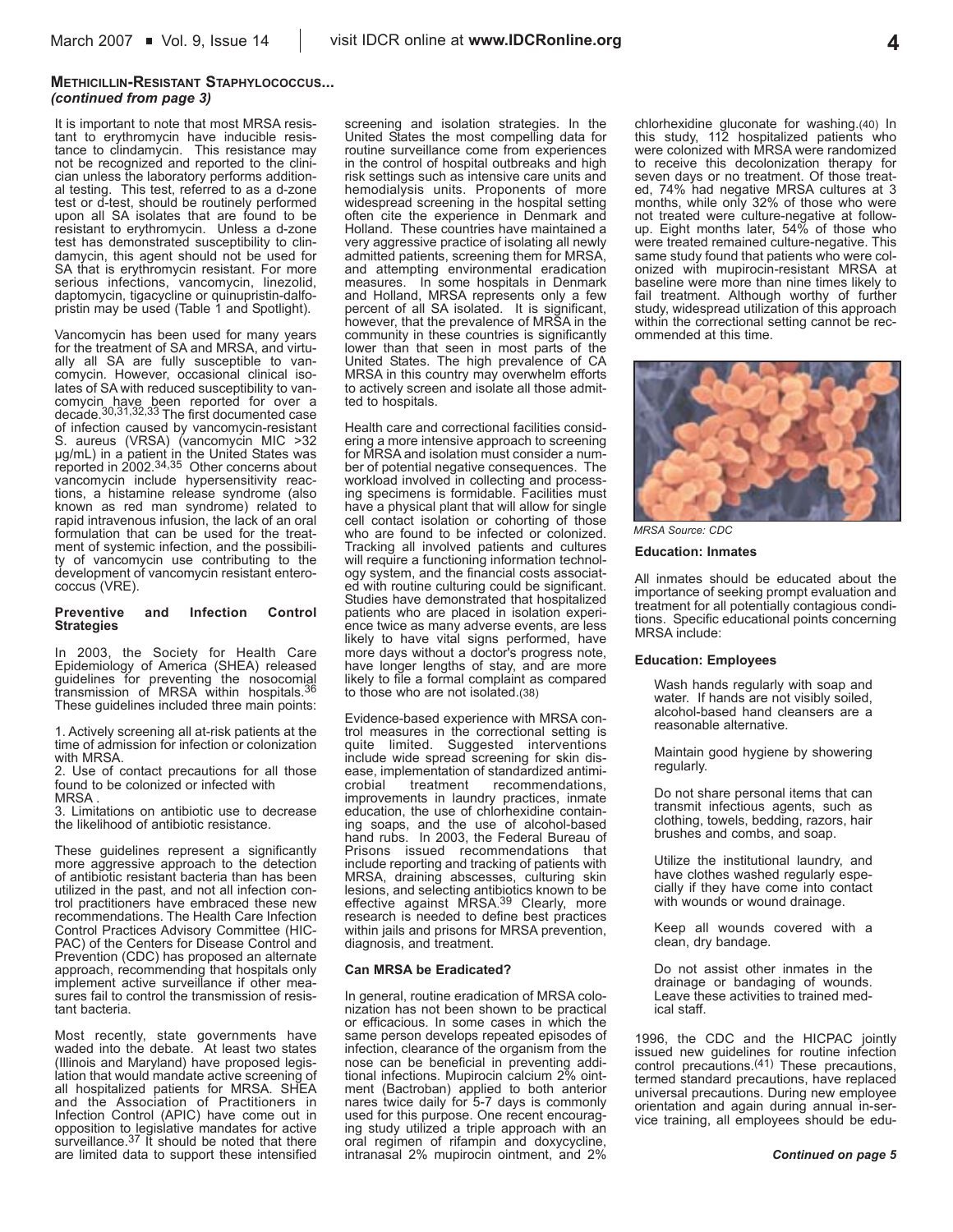**METHICILLIN-RESISTANT STAPHYLOCOCCUS...**
***(continued from page 3)***

It is important to note that most MRSA resistant to erythromycin have inducible resistance to clindamycin. This resistance may not be recognized and reported to the clinician unless the laboratory performs additional testing. This test, referred to as a d-zone test or d-test, should be routinely performed upon all SA isolates that are found to be resistant to erythromycin. Unless a d-zone test has demonstrated susceptibility to clindamycin, this agent should not be used for SA that is erythromycin resistant. For more serious infections, vancomycin, linezolid, daptomycin, tigacycline or quinupristin-dalfopristin may be used (Table 1 and Spotlight).

Vancomycin has been used for many years for the treatment of SA and MRSA, and virtually all SA are fully susceptible to vancomycin. However, occasional clinical isolates of SA with reduced susceptibility to vancomycin have been reported for over a decade.[30,31,32,33] The first documented case of infection caused by vancomycin-resistant S. aureus (VRSA) (vancomycin MIC >32 µg/mL) in a patient in the United States was reported in 2002.[34,35] Other concerns about vancomycin include hypersensitivity reactions, a histamine release syndrome (also known as red man syndrome) related to rapid intravenous infusion, the lack of an oral formulation that can be used for the treatment of systemic infection, and the possibility of vancomycin use contributing to the development of vancomycin resistant enterococcus (VRE).

#### Preventive and Infection Control Strategies

In 2003, the Society for Health Care Epidemiology of America (SHEA) released guidelines for preventing the nosocomial transmission of MRSA within hospitals.[36] These guidelines included three main points:

1. Actively screening all at-risk patients at the time of admission for infection or colonization with MRSA.
2. Use of contact precautions for all those found to be colonized or infected with MRSA .
3. Limitations on antibiotic use to decrease the likelihood of antibiotic resistance.

These guidelines represent a significantly more aggressive approach to the detection of antibiotic resistant bacteria than has been utilized in the past, and not all infection control practitioners have embraced these new recommendations. The Health Care Infection Control Practices Advisory Committee (HICPAC) of the Centers for Disease Control and Prevention (CDC) has proposed an alternate approach, recommending that hospitals only implement active surveillance if other measures fail to control the transmission of resistant bacteria.

Most recently, state governments have waded into the debate. At least two states (Illinois and Maryland) have proposed legislation that would mandate active screening of all hospitalized patients for MRSA. SHEA and the Association of Practitioners in Infection Control (APIC) have come out in opposition to legislative mandates for active surveillance.[37] It should be noted that there are limited data to support these intensified screening and isolation strategies. In the United States the most compelling data for routine surveillance come from experiences in the control of hospital outbreaks and high risk settings such as intensive care units and hemodialysis units. Proponents of more widespread screening in the hospital setting often cite the experience in Denmark and Holland. These countries have maintained a very aggressive practice of isolating all newly admitted patients, screening them for MRSA, and attempting environmental eradication measures. In some hospitals in Denmark and Holland, MRSA represents only a few percent of all SA isolated. It is significant, however, that the prevalence of MRSA in the community in these countries is significantly lower than that seen in most parts of the United States. The high prevalence of CA MRSA in this country may overwhelm efforts to actively screen and isolate all those admitted to hospitals.

Health care and correctional facilities considering a more intensive approach to screening for MRSA and isolation must consider a number of potential negative consequences. The workload involved in collecting and processing specimens is formidable. Facilities must have a physical plant that will allow for single cell contact isolation or cohorting of those who are found to be infected or colonized. Tracking all involved patients and cultures will require a functioning information technology system, and the financial costs associated with routine culturing could be significant. Studies have demonstrated that hospitalized patients who are placed in isolation experience twice as many adverse events, are less likely to have vital signs performed, have more days without a doctor's progress note, have longer lengths of stay, and are more likely to file a formal complaint as compared to those who are not isolated.(38)

Evidence-based experience with MRSA control measures in the correctional setting is quite limited. Suggested interventions include wide spread screening for skin disease, implementation of standardized antimicrobial treatment recommendations, improvements in laundry practices, inmate education, the use of chlorhexidine containing soaps, and the use of alcohol-based hand rubs. In 2003, the Federal Bureau of Prisons issued recommendations that include reporting and tracking of patients with MRSA, draining abscesses, culturing skin lesions, and selecting antibiotics known to be effective against MRSA.[39] Clearly, more research is needed to define best practices within jails and prisons for MRSA prevention, diagnosis, and treatment.

#### Can MRSA be Eradicated?

In general, routine eradication of MRSA colonization has not been shown to be practical or efficacious. In some cases in which the same person develops repeated episodes of infection, clearance of the organism from the nose can be beneficial in preventing additional infections. Mupirocin calcium 2% ointment (Bactroban) applied to both anterior nares twice daily for 5-7 days is commonly used for this purpose. One recent encouraging study utilized a triple approach with an oral regimen of rifampin and doxycycline, intranasal 2% mupirocin ointment, and 2% chlorhexidine gluconate for washing.(40) In this study, 112 hospitalized patients who were colonized with MRSA were randomized to receive this decolonization therapy for seven days or no treatment. Of those treated, 74% had negative MRSA cultures at 3 months, while only 32% of those who were not treated were culture-negative at follow-up. Eight months later, 54% of those who were treated remained culture-negative. This same study found that patients who were colonized with mupirocin-resistant MRSA at baseline were more than nine times likely to fail treatment. Although worthy of further study, widespread utilization of this approach within the correctional setting cannot be recommended at this time.

*MRSA Source: CDC*

#### Education: Inmates

All inmates should be educated about the importance of seeking prompt evaluation and treatment for all potentially contagious conditions. Specific educational points concerning MRSA include:

#### Education: Employees

- Wash hands regularly with soap and water. If hands are not visibly soiled, alcohol-based hand cleansers are a reasonable alternative.
- Maintain good hygiene by showering regularly.
- Do not share personal items that can transmit infectious agents, such as clothing, towels, bedding, razors, hair brushes and combs, and soap.
- Utilize the institutional laundry, and have clothes washed regularly especially if they have come into contact with wounds or wound drainage.
- Keep all wounds covered with a clean, dry bandage.
- Do not assist other inmates in the drainage or bandaging of wounds. Leave these activities to trained medical staff.

1996, the CDC and the HICPAC jointly issued new guidelines for routine infection control precautions.(41) These precautions, termed standard precautions, have replaced universal precautions. During new employee orientation and again during annual in-service training, all employees should be edu-

***Continued on page 5***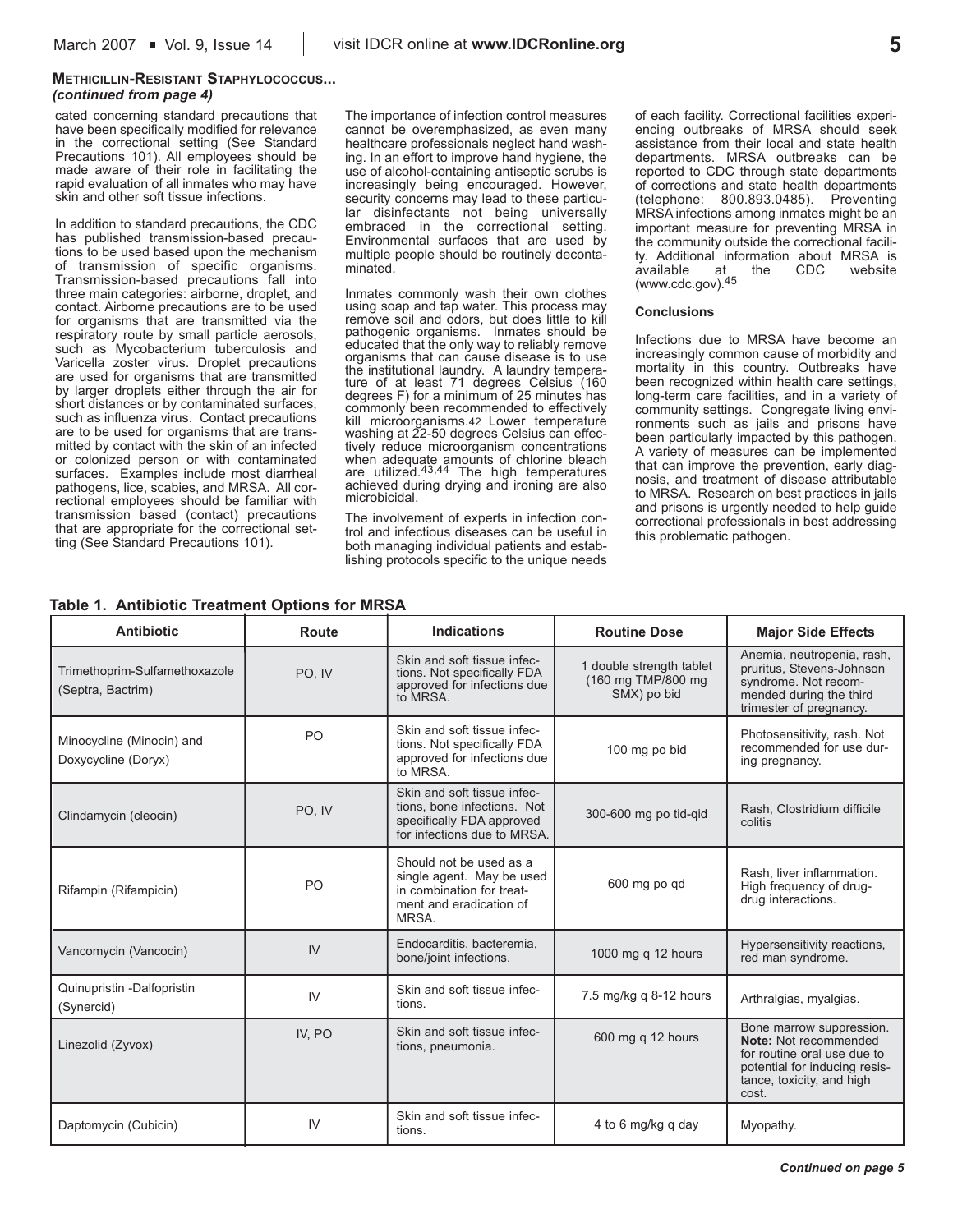**METHICILLIN-RESISTANT STAPHYLOCOCCUS...**
***(continued from page 4)***

cated concerning standard precautions that have been specifically modified for relevance in the correctional setting (See Standard Precautions 101). All employees should be made aware of their role in facilitating the rapid evaluation of all inmates who may have skin and other soft tissue infections.

In addition to standard precautions, the CDC has published transmission-based precautions to be used based upon the mechanism of transmission of specific organisms. Transmission-based precautions fall into three main categories: airborne, droplet, and contact. Airborne precautions are to be used for organisms that are transmitted via the respiratory route by small particle aerosols, such as Mycobacterium tuberculosis and Varicella zoster virus. Droplet precautions are used for organisms that are transmitted by larger droplets either through the air for short distances or by contaminated surfaces, such as influenza virus. Contact precautions are to be used for organisms that are transmitted by contact with the skin of an infected or colonized person or with contaminated surfaces. Examples include most diarrheal pathogens, lice, scabies, and MRSA. All correctional employees should be familiar with transmission based (contact) precautions that are appropriate for the correctional setting (See Standard Precautions 101).

The importance of infection control measures cannot be overemphasized, as even many healthcare professionals neglect hand washing. In an effort to improve hand hygiene, the use of alcohol-containing antiseptic scrubs is increasingly being encouraged. However, security concerns may lead to these particular disinfectants not being universally embraced in the correctional setting. Environmental surfaces that are used by multiple people should be routinely decontaminated.

Inmates commonly wash their own clothes using soap and tap water. This process may remove soil and odors, but does little to kill pathogenic organisms. Inmates should be educated that the only way to reliably remove organisms that can cause disease is to use the institutional laundry. A laundry temperature of at least 71 degrees Celsius (160 degrees F) for a minimum of 25 minutes has commonly been recommended to effectively kill microorganisms.[42] Lower temperature washing at 22-50 degrees Celsius can effectively reduce microorganism concentrations when adequate amounts of chlorine bleach are utilized.[43,44] The high temperatures achieved during drying and ironing are also microbicidal.

The involvement of experts in infection control and infectious diseases can be useful in both managing individual patients and establishing protocols specific to the unique needs of each facility. Correctional facilities experiencing outbreaks of MRSA should seek assistance from their local and state health departments. MRSA outbreaks can be reported to CDC through state departments of corrections and state health departments (telephone: 800.893.0485). Preventing MRSA infections among inmates might be an important measure for preventing MRSA in the community outside the correctional facility. Additional information about MRSA is available at the CDC website (www.cdc.gov).[45]

### Conclusions

Infections due to MRSA have become an increasingly common cause of morbidity and mortality in this country. Outbreaks have been recognized within health care settings, long-term care facilities, and in a variety of community settings. Congregate living environments such as jails and prisons have been particularly impacted by this pathogen. A variety of measures can be implemented that can improve the prevention, early diagnosis, and treatment of disease attributable to MRSA. Research on best practices in jails and prisons is urgently needed to help guide correctional professionals in best addressing this problematic pathogen.

**Table 1. Antibiotic Treatment Options for MRSA**

| Antibiotic | Route | Indications | Routine Dose | Major Side Effects |
|---|---|---|---|---|
| Trimethoprim-Sulfamethoxazole (Septra, Bactrim) | PO, IV | Skin and soft tissue infections. Not specifically FDA approved for infections due to MRSA. | 1 double strength tablet (160 mg TMP/800 mg SMX) po bid | Anemia, neutropenia, rash, pruritus, Stevens-Johnson syndrome. Not recommended during the third trimester of pregnancy. |
| Minocycline (Minocin) and Doxycycline (Doryx) | PO | Skin and soft tissue infections. Not specifically FDA approved for infections due to MRSA. | 100 mg po bid | Photosensitivity, rash. Not recommended for use during pregnancy. |
| Clindamycin (cleocin) | PO, IV | Skin and soft tissue infections, bone infections. Not specifically FDA approved for infections due to MRSA. | 300-600 mg po tid-qid | Rash, Clostridium difficile colitis |
| Rifampin (Rifampicin) | PO | Should not be used as a single agent. May be used in combination for treatment and eradication of MRSA. | 600 mg po qd | Rash, liver inflammation. High frequency of drug-drug interactions. |
| Vancomycin (Vancocin) | IV | Endocarditis, bacteremia, bone/joint infections. | 1000 mg q 12 hours | Hypersensitivity reactions, red man syndrome. |
| Quinupristin -Dalfopristin (Synercid) | IV | Skin and soft tissue infections. | 7.5 mg/kg q 8-12 hours | Arthralgias, myalgias. |
| Linezolid (Zyvox) | IV, PO | Skin and soft tissue infections, pneumonia. | 600 mg q 12 hours | Bone marrow suppression. **Note:** Not recommended for routine oral use due to potential for inducing resistance, toxicity, and high cost. |
| Daptomycin (Cubicin) | IV | Skin and soft tissue infections. | 4 to 6 mg/kg q day | Myopathy. |

***Continued on page 5***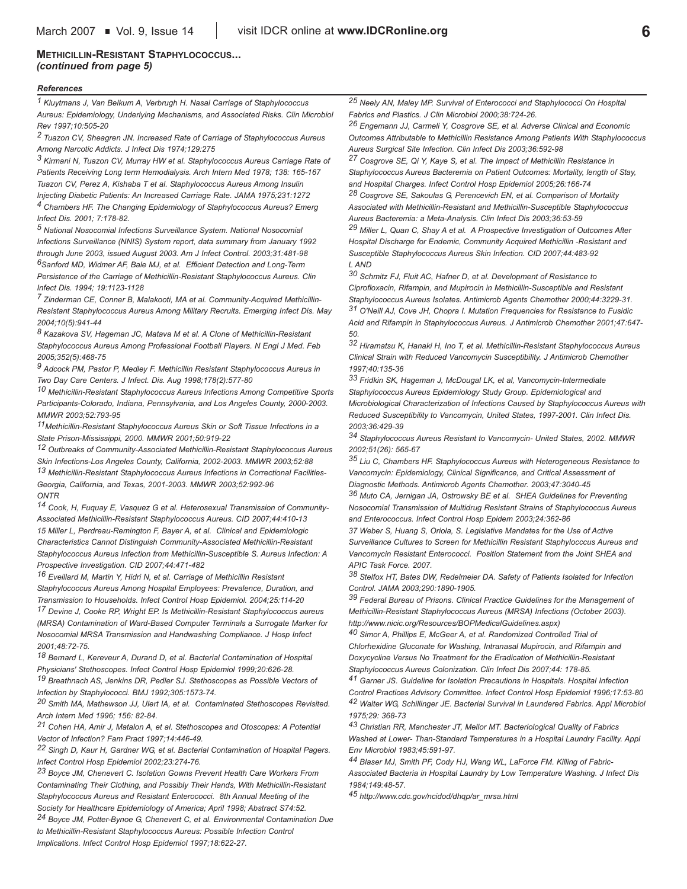## Methicillin-Resistant Staphylococcus...
*(continued from page 5)*

***References***

[1] Kluytmans J, Van Belkum A, Verbrugh H. Nasal Carriage of Staphylococcus Aureus: Epidemiology, Underlying Mechanisms, and Associated Risks. Clin Microbiol Rev 1997;10:505-20

[2] Tuazon CV, Sheagren JN. Increased Rate of Carriage of Staphylococcus Aureus Among Narcotic Addicts. J Infect Dis 1974;129:275

[3] Kirmani N, Tuazon CV, Murray HW et al. Staphylococcus Aureus Carriage Rate of Patients Receiving Long term Hemodialysis. Arch Intern Med 1978; 138: 165-167 Tuazon CV, Perez A, Kishaba T et al. Staphylococcus Aureus Among Insulin Injecting Diabetic Patients: An Increased Carriage Rate. JAMA 1975;231:1272

[4] Chambers HF. The Changing Epidemiology of Staphylococcus Aureus? Emerg Infect Dis. 2001; 7:178-82.

[5] National Nosocomial Infections Surveillance System. National Nosocomial Infections Surveillance (NNIS) System report, data summary from January 1992 through June 2003, issued August 2003. Am J Infect Control. 2003;31:481-98

[6] Sanford MD, Widmer AF, Bale MJ, et al. Efficient Detection and Long-Term Persistence of the Carriage of Methicillin-Resistant Staphylococcus Aureus. Clin Infect Dis. 1994; 19:1123-1128

[7] Zinderman CE, Conner B, Malakooti, MA et al. Community-Acquired Methicillin-Resistant Staphylococcus Aureus Among Military Recruits. Emerging Infect Dis. May 2004;10(5):941-44

[8] Kazakova SV, Hageman JC, Matava M et al. A Clone of Methicillin-Resistant Staphylococcus Aureus Among Professional Football Players. N Engl J Med. Feb 2005;352(5):468-75

[9] Adcock PM, Pastor P, Medley F. Methicillin Resistant Staphylococcus Aureus in Two Day Care Centers. J Infect. Dis. Aug 1998;178(2):577-80

[10] Methicillin-Resistant Staphylococcus Aureus Infections Among Competitive Sports Participants-Colorado, Indiana, Pennsylvania, and Los Angeles County, 2000-2003. MMWR 2003;52:793-95

[11] Methicillin-Resistant Staphylococcus Aureus Skin or Soft Tissue Infections in a State Prison-Mississippi, 2000. MMWR 2001;50:919-22

[12] Outbreaks of Community-Associated Methicillin-Resistant Staphylococcus Aureus Skin Infections-Los Angeles County, California, 2002-2003. MMWR 2003;52:88

[13] Methicillin-Resistant Staphylococcus Aureus Infections in Correctional Facilities-Georgia, California, and Texas, 2001-2003. MMWR 2003;52:992-96 ONTR

[14] Cook, H, Fuquay E, Vasquez G et al. Heterosexual Transmission of Community-Associated Methicillin-Resistant Staphylococcus Aureus. CID 2007;44:410-13

15 Miller L, Perdreau-Remington F, Bayer A, et al. Clinical and Epidemiologic Characteristics Cannot Distinguish Community-Associated Methicillin-Resistant Staphylococcus Aureus Infection from Methicillin-Susceptible S. Aureus Infection: A Prospective Investigation. CID 2007;44:471-482

[16] Eveillard M, Martin Y, Hidri N, et al. Carriage of Methicillin Resistant Staphylococcus Aureus Among Hospital Employees: Prevalence, Duration, and Transmission to Households. Infect Control Hosp Epidemiol. 2004;25:114-20

[17] Devine J, Cooke RP, Wright EP. Is Methicillin-Resistant Staphylococcus aureus (MRSA) Contamination of Ward-Based Computer Terminals a Surrogate Marker for Nosocomial MRSA Transmission and Handwashing Compliance. J Hosp Infect 2001;48:72-75.

[18] Bernard L, Kereveur A, Durand D, et al. Bacterial Contamination of Hospital Physicians' Stethoscopes. Infect Control Hosp Epidemiol 1999;20:626-28.

[19] Breathnach AS, Jenkins DR, Pedler SJ. Stethoscopes as Possible Vectors of Infection by Staphylococci. BMJ 1992;305:1573-74.

[20] Smith MA, Mathewson JJ, Ulert IA, et al. Contaminated Stethoscopes Revisited. Arch Intern Med 1996; 156: 82-84.

[21] Cohen HA, Amir J, Matalon A, et al. Stethoscopes and Otoscopes: A Potential Vector of Infection? Fam Pract 1997;14:446-49.

[22] Singh D, Kaur H, Gardner WG, et al. Bacterial Contamination of Hospital Pagers. Infect Control Hosp Epidemiol 2002;23:274-76.

[23] Boyce JM, Chenevert C. Isolation Gowns Prevent Health Care Workers From Contaminating Their Clothing, and Possibly Their Hands, With Methicillin-Resistant Staphylococcus Aureus and Resistant Enterococci. 8th Annual Meeting of the Society for Healthcare Epidemiology of America; April 1998; Abstract S74:52.

[24] Boyce JM, Potter-Bynoe G, Chenevert C, et al. Environmental Contamination Due to Methicillin-Resistant Staphylococcus Aureus: Possible Infection Control Implications. Infect Control Hosp Epidemiol 1997;18:622-27.

[25] Neely AN, Maley MP. Survival of Enterococci and Staphylococci On Hospital Fabrics and Plastics. J Clin Microbiol 2000;38:724-26.

[26] Engemann JJ, Carmeli Y, Cosgrove SE, et al. Adverse Clinical and Economic Outcomes Attributable to Methicillin Resistance Among Patients With Staphylococcus Aureus Surgical Site Infection. Clin Infect Dis 2003;36:592-98

[27] Cosgrove SE, Qi Y, Kaye S, et al. The Impact of Methicillin Resistance in Staphylococcus Aureus Bacteremia on Patient Outcomes: Mortality, length of Stay, and Hospital Charges. Infect Control Hosp Epidemiol 2005;26:166-74

[28] Cosgrove SE, Sakoulas G, Perencevich EN, et al. Comparison of Mortality Associated with Methicillin-Resistant and Methicillin-Susceptible Staphylococcus Aureus Bacteremia: a Meta-Analysis. Clin Infect Dis 2003;36:53-59

[29] Miller L, Quan C, Shay A et al. A Prospective Investigation of Outcomes After Hospital Discharge for Endemic, Community Acquired Methicillin -Resistant and Susceptible Staphylococcus Aureus Skin Infection. CID 2007;44:483-92 L AND

[30] Schmitz FJ, Fluit AC, Hafner D, et al. Development of Resistance to Ciprofloxacin, Rifampin, and Mupirocin in Methicillin-Susceptible and Resistant Staphylococcus Aureus Isolates. Antimicrob Agents Chemother 2000;44:3229-31.

[31] O'Neill AJ, Cove JH, Chopra I. Mutation Frequencies for Resistance to Fusidic Acid and Rifampin in Staphylococcus Aureus. J Antimicrob Chemother 2001;47:647-50.

[32] Hiramatsu K, Hanaki H, Ino T, et al. Methicillin-Resistant Staphylococcus Aureus Clinical Strain with Reduced Vancomycin Susceptibility. J Antimicrob Chemother 1997;40:135-36

[33] Fridkin SK, Hageman J, McDougal LK, et al, Vancomycin-Intermediate Staphylococcus Aureus Epidemiology Study Group. Epidemiological and Microbiological Characterization of Infections Caused by Staphylococcus Aureus with Reduced Susceptibility to Vancomycin, United States, 1997-2001. Clin Infect Dis. 2003;36:429-39

[34] Staphylococcus Aureus Resistant to Vancomycin- United States, 2002. MMWR 2002;51(26): 565-67

[35] Liu C, Chambers HF. Staphylococcus Aureus with Heterogeneous Resistance to Vancomycin: Epidemiology, Clinical Significance, and Critical Assessment of Diagnostic Methods. Antimicrob Agents Chemother. 2003;47:3040-45

[36] Muto CA, Jernigan JA, Ostrowsky BE et al. SHEA Guidelines for Preventing Nosocomial Transmission of Multidrug Resistant Strains of Staphylococcus Aureus and Enterococcus. Infect Control Hosp Epidem 2003;24:362-86

37 Weber S, Huang S, Oriola, S. Legislative Mandates for the Use of Active Surveillance Cultures to Screen for Methicillin Resistant Staphylocccus Aureus and Vancomycin Resistant Enterococci. Position Statement from the Joint SHEA and APIC Task Force. 2007.

[38] Stelfox HT, Bates DW, Redelmeier DA. Safety of Patients Isolated for Infection Control. JAMA 2003;290:1890-1905.

[39] Federal Bureau of Prisons. Clinical Practice Guidelines for the Management of Methicillin-Resistant Staphylococcus Aureus (MRSA) Infections (October 2003). http://www.nicic.org/Resources/BOPMedicalGuidelines.aspx)

[40] Simor A, Phillips E, McGeer A, et al. Randomized Controlled Trial of Chlorhexidine Gluconate for Washing, Intranasal Mupirocin, and Rifampin and Doxycycline Versus No Treatment for the Eradication of Methicillin-Resistant Staphylococcus Aureus Colonization. Clin Infect Dis 2007;44: 178-85.

[41] Garner JS. Guideline for Isolation Precautions in Hospitals. Hospital Infection Control Practices Advisory Committee. Infect Control Hosp Epidemiol 1996;17:53-80

[42] Walter WG, Schillinger JE. Bacterial Survival in Laundered Fabrics. Appl Microbiol 1975;29: 368-73

[43] Christian RR, Manchester JT, Mellor MT. Bacteriological Quality of Fabrics Washed at Lower- Than-Standard Temperatures in a Hospital Laundry Facility. Appl Env Microbiol 1983;45:591-97.

[44] Blaser MJ, Smith PF, Cody HJ, Wang WL, LaForce FM. Killing of Fabric-Associated Bacteria in Hospital Laundry by Low Temperature Washing. J Infect Dis 1984;149:48-57.

[45] http://www.cdc.gov/ncidod/dhqp/ar_mrsa.html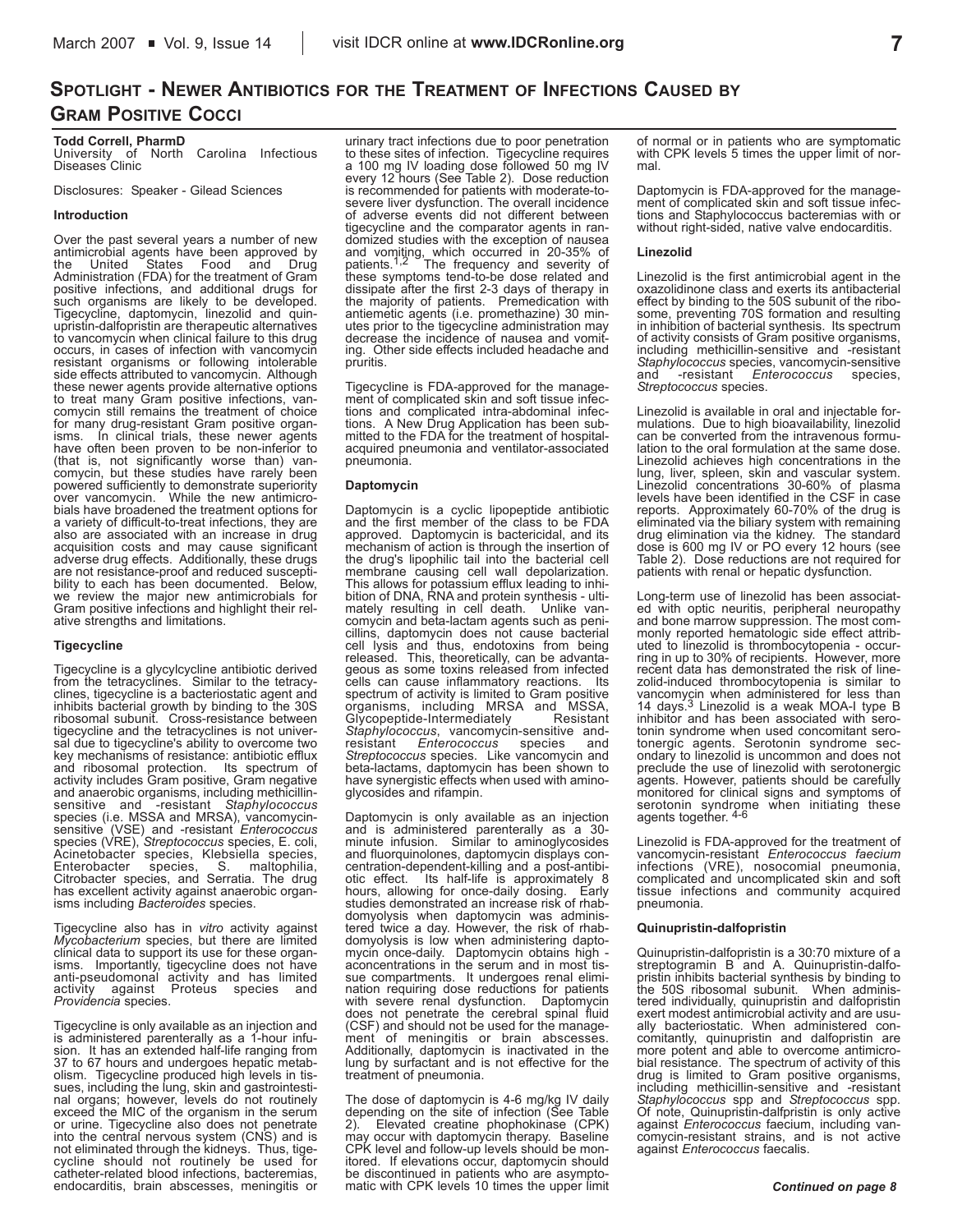## Spotlight - Newer Antibiotics for the Treatment of Infections Caused by Gram Positive Cocci

**Todd Correll, PharmD**
University of North Carolina Infectious Diseases Clinic

Disclosures: Speaker - Gilead Sciences

### Introduction

Over the past several years a number of new antimicrobial agents have been approved by the United States Food and Drug Administration (FDA) for the treatment of Gram positive infections, and additional drugs for such organisms are likely to be developed. Tigecycline, daptomycin, linezolid and quinupristin-dalfopristin are therapeutic alternatives to vancomycin when clinical failure to this drug occurs, in cases of infection with vancomycin resistant organisms or following intolerable side effects attributed to vancomycin. Although these newer agents provide alternative options to treat many Gram positive infections, vancomycin still remains the treatment of choice for many drug-resistant Gram positive organisms. In clinical trials, these newer agents have often been proven to be non-inferior to (that is, not significantly worse than) vancomycin, but these studies have rarely been powered sufficiently to demonstrate superiority over vancomycin. While the new antimicrobials have broadened the treatment options for a variety of difficult-to-treat infections, they are also are associated with an increase in drug acquisition costs and may cause significant adverse drug effects. Additionally, these drugs are not resistance-proof and reduced susceptibility to each has been documented. Below, we review the major new antimicrobials for Gram positive infections and highlight their relative strengths and limitations.

### Tigecycline

Tigecycline is a glycylcycline antibiotic derived from the tetracyclines. Similar to the tetracyclines, tigecycline is a bacteriostatic agent and inhibits bacterial growth by binding to the 30S ribosomal subunit. Cross-resistance between tigecycline and the tetracyclines is not universal due to tigecycline's ability to overcome two key mechanisms of resistance: antibiotic efflux and ribosomal protection. Its spectrum of activity includes Gram positive, Gram negative and anaerobic organisms, including methicillin-sensitive and -resistant *Staphylococcus* species (i.e. MSSA and MRSA), vancomycin-sensitive (VSE) and -resistant *Enterococcus* species (VRE), *Streptococcus* species, E. coli, Acinetobacter species, Klebsiella species, Enterobacter species, S. maltophilia, Citrobacter species, and Serratia. The drug has excellent activity against anaerobic organisms including *Bacteroides* species.

Tigecycline also has in *vitro* activity against *Mycobacterium* species, but there are limited clinical data to support its use for these organisms. Importantly, tigecycline does not have anti-pseudomonal activity and has limited activity against Proteus species and *Providencia* species.

Tigecycline is only available as an injection and is administered parenterally as a 1-hour infusion. It has an extended half-life ranging from 37 to 67 hours and undergoes hepatic metabolism. Tigecycline produced high levels in tissues, including the lung, skin and gastrointestinal organs; however, levels do not routinely exceed the MIC of the organism in the serum or urine. Tigecycline also does not penetrate into the central nervous system (CNS) and is not eliminated through the kidneys. Thus, tigecycline should not routinely be used for catheter-related blood infections, bacteremias, endocarditis, brain abscesses, meningitis or urinary tract infections due to poor penetration to these sites of infection. Tigecycline requires a 100 mg IV loading dose followed 50 mg IV every 12 hours (See Table 2). Dose reduction is recommended for patients with moderate-to-severe liver dysfunction. The overall incidence of adverse events did not different between tigecycline and the comparator agents in randomized studies with the exception of nausea and vomiting, which occurred in 20-35% of patients.[1,2] The frequency and severity of these symptoms tend-to-be dose related and dissipate after the first 2-3 days of therapy in the majority of patients. Premedication with antiemetic agents (i.e. promethazine) 30 minutes prior to the tigecycline administration may decrease the incidence of nausea and vomiting. Other side effects included headache and pruritis.

Tigecycline is FDA-approved for the management of complicated skin and soft tissue infections and complicated intra-abdominal infections. A New Drug Application has been submitted to the FDA for the treatment of hospital-acquired pneumonia and ventilator-associated pneumonia.

### Daptomycin

Daptomycin is a cyclic lipopeptide antibiotic and the first member of the class to be FDA approved. Daptomycin is bactericidal, and its mechanism of action is through the insertion of the drug's lipophilic tail into the bacterial cell membrane causing cell wall depolarization. This allows for potassium efflux leading to inhibition of DNA, RNA and protein synthesis - ultimately resulting in cell death. Unlike vancomycin and beta-lactam agents such as penicillins, daptomycin does not cause bacterial cell lysis and thus, endotoxins from being released. This, theoretically, can be advantageous as some toxins released from infected cells can cause inflammatory reactions. Its spectrum of activity is limited to Gram positive organisms, including MRSA and MSSA, Glycopeptide-Intermediately Resistant *Staphylococcus*, vancomycin-sensitive and-resistant *Enterococcus* species and *Streptococcus* species. Like vancomycin and beta-lactams, daptomycin has been shown to have synergistic effects when used with aminoglycosides and rifampin.

Daptomycin is only available as an injection and is administered parenterally as a 30-minute infusion. Similar to aminoglycosides and fluorquinolones, daptomycin displays concentration-dependent-killing and a post-antibiotic effect. Its half-life is approximately 8 hours, allowing for once-daily dosing. Early studies demonstrated an increase risk of rhabdomyolysis when daptomycin was administered twice a day. However, the risk of rhabdomyolysis is low when administering daptomycin once-daily. Daptomycin obtains high - aconcentrations in the serum and in most tissue compartments. It undergoes renal elimination requiring dose reductions for patients with severe renal dysfunction. Daptomycin does not penetrate the cerebral spinal fluid (CSF) and should not be used for the management of meningitis or brain abscesses. Additionally, daptomycin is inactivated in the lung by surfactant and is not effective for the treatment of pneumonia.

The dose of daptomycin is 4-6 mg/kg IV daily depending on the site of infection (See Table 2). Elevated creatine phophokinase (CPK) may occur with daptomycin therapy. Baseline CPK level and follow-up levels should be monitored. If elevations occur, daptomycin should be discontinued in patients who are asymptomatic with CPK levels 10 times the upper limit of normal or in patients who are symptomatic with CPK levels 5 times the upper limit of normal.

Daptomycin is FDA-approved for the management of complicated skin and soft tissue infections and Staphylococcus bacteremias with or without right-sided, native valve endocarditis.

### Linezolid

Linezolid is the first antimicrobial agent in the oxazolidinone class and exerts its antibacterial effect by binding to the 50S subunit of the ribosome, preventing 70S formation and resulting in inhibition of bacterial synthesis. Its spectrum of activity consists of Gram positive organisms, including methicillin-sensitive and -resistant *Staphylococcus* species, vancomycin-sensitive and -resistant *Enterococcus* species, *Streptococcus* species.

Linezolid is available in oral and injectable formulations. Due to high bioavailability, linezolid can be converted from the intravenous formulation to the oral formulation at the same dose. Linezolid achieves high concentrations in the lung, liver, spleen, skin and vascular system. Linezolid concentrations 30-60% of plasma levels have been identified in the CSF in case reports. Approximately 60-70% of the drug is eliminated via the biliary system with remaining drug elimination via the kidney. The standard dose is 600 mg IV or PO every 12 hours (see Table 2). Dose reductions are not required for patients with renal or hepatic dysfunction.

Long-term use of linezolid has been associated with optic neuritis, peripheral neuropathy and bone marrow suppression. The most commonly reported hematologic side effect attributed to linezolid is thrombocytopenia - occurring in up to 30% of recipients. However, more recent data has demonstrated the risk of linezolid-induced thrombocytopenia is similar to vancomycin when administered for less than 14 days.[3] Linezolid is a weak MOA-I type B inhibitor and has been associated with serotonin syndrome when used concomitant serotonergic agents. Serotonin syndrome secondary to linezolid is uncommon and does not preclude the use of linezolid with serotonergic agents. However, patients should be carefully monitored for clinical signs and symptoms of serotonin syndrome when initiating these agents together.[4-6]

Linezolid is FDA-approved for the treatment of vancomycin-resistant *Enterococcus faecium* infections (VRE), nosocomial pneumonia, complicated and uncomplicated skin and soft tissue infections and community acquired pneumonia.

### Quinupristin-dalfopristin

Quinupristin-dalfopristin is a 30:70 mixture of a streptogramin B and A. Quinupristin-dalfopristin inhibits bacterial synthesis by binding to the 50S ribosomal subunit. When administered individually, quinupristin and dalfopristin exert modest antimicrobial activity and are usually bacteriostatic. When administered concomitantly, quinupristin and dalfopristin are more potent and able to overcome antimicrobial resistance. The spectrum of activity of this drug is limited to Gram positive organisms, including methicillin-sensitive and -resistant *Staphylococcus* spp and *Streptococcus* spp. Of note, Quinupristin-dalfpristin is only active against *Enterococcus* faecium, including vancomycin-resistant strains, and is not active against *Enterococcus* faecalis.

***Continued on page 8***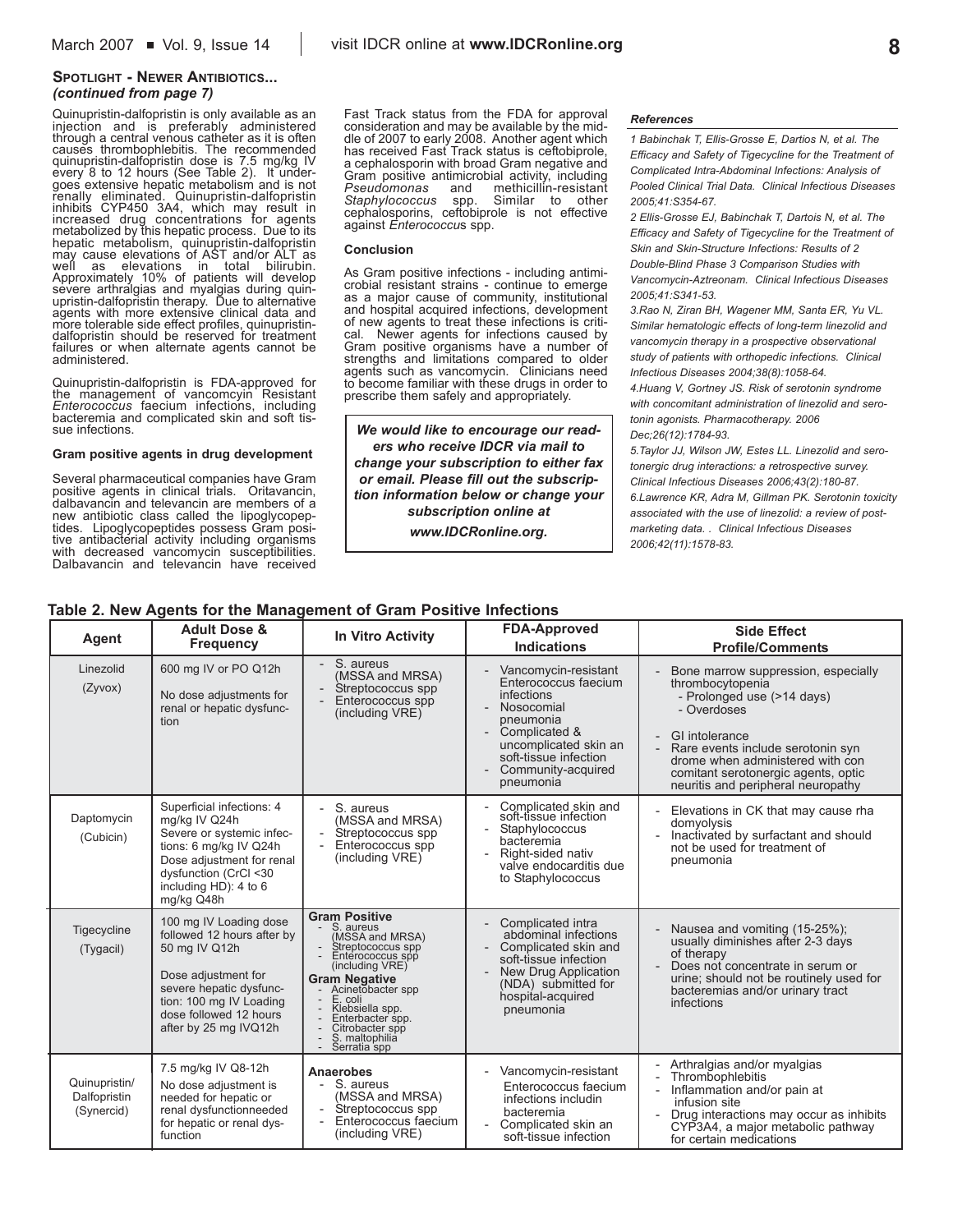## Spotlight - Newer Antibiotics... *(continued from page 7)*

Quinupristin-dalfopristin is only available as an injection and is preferably administered through a central venous catheter as it is often causes thrombophlebitis. The recommended quinupristin-dalfopristin dose is 7.5 mg/kg IV every 8 to 12 hours (See Table 2). It undergoes extensive hepatic metabolism and is not renally eliminated. Quinupristin-dalfopristin inhibits CYP450 3A4, which may result in increased drug concentrations for agents metabolized by this hepatic process. Due to its hepatic metabolism, quinupristin-dalfopristin may cause elevations of AST and/or ALT as well as elevations in total bilirubin. Approximately 10% of patients will develop severe arthralgias and myalgias during quinupristin-dalfopristin therapy. Due to alternative agents with more extensive clinical data and more tolerable side effect profiles, quinupristin-dalfopristin should be reserved for treatment failures or when alternate agents cannot be administered.

Quinupristin-dalfopristin is FDA-approved for the management of vancomcyin Resistant *Enterococcus* faecium infections, including bacteremia and complicated skin and soft tissue infections.

### Gram positive agents in drug development

Several pharmaceutical companies have Gram positive agents in clinical trials. Oritavancin, dalbavancin and telavancin are members of a new antibiotic class called the lipoglycopeptides. Lipoglycopeptides possess Gram positive antibacterial activity including organisms with decreased vancomycin susceptibilities. Dalbavancin and televancin have received Fast Track status from the FDA for approval consideration and may be available by the middle of 2007 to early 2008. Another agent which has received Fast Track status is ceftobiprole, a cephalosporin with broad Gram negative and Gram positive antimicrobial activity, including *Pseudomonas* and methicillin-resistant *Staphylococcus* spp. Similar to other cephalosporins, ceftobiprole is not effective against *Enterococcus* spp.

### Conclusion

As Gram positive infections - including antimicrobial resistant strains - continue to emerge as a major cause of community, institutional and hospital acquired infections, development of new agents to treat these infections is critical. Newer agents for infections caused by Gram positive organisms have a number of strengths and limitations compared to older agents such as vancomycin. Clinicians need to become familiar with these drugs in order to prescribe them safely and appropriately.

***We would like to encourage our readers who receive IDCR via mail to change your subscription to either fax or email. Please fill out the subscription information below or change your subscription online at www.IDCRonline.org.***

### *References*

*1 Babinchak T, Ellis-Grosse E, Dartios N, et al. The Efficacy and Safety of Tigecycline for the Treatment of Complicated Intra-Abdominal Infections: Analysis of Pooled Clinical Trial Data. Clinical Infectious Diseases 2005;41:S354-67.*

*2 Ellis-Grosse EJ, Babinchak T, Dartois N, et al. The Efficacy and Safety of Tigecycline for the Treatment of Skin and Skin-Structure Infections: Results of 2 Double-Blind Phase 3 Comparison Studies with Vancomycin-Aztreonam. Clinical Infectious Diseases 2005;41:S341-53.*

*3.Rao N, Ziran BH, Wagener MM, Santa ER, Yu VL. Similar hematologic effects of long-term linezolid and vancomycin therapy in a prospective observational study of patients with orthopedic infections. Clinical Infectious Diseases 2004;38(8):1058-64.*

*4.Huang V, Gortney JS. Risk of serotonin syndrome with concomitant administration of linezolid and serotonin agonists. Pharmacotherapy. 2006 Dec;26(12):1784-93.*

*5.Taylor JJ, Wilson JW, Estes LL. Linezolid and serotonergic drug interactions: a retrospective survey. Clinical Infectious Diseases 2006;43(2):180-87.*

*6.Lawrence KR, Adra M, Gillman PK. Serotonin toxicity associated with the use of linezolid: a review of post-marketing data. . Clinical Infectious Diseases 2006;42(11):1578-83.*

**Table 2. New Agents for the Management of Gram Positive Infections**

| Agent | Adult Dose & Frequency | In Vitro Activity | FDA-Approved Indications | Side Effect Profile/Comments |
|---|---|---|---|---|
| Linezolid (Zyvox) | 600 mg IV or PO Q12h<br>No dose adjustments for renal or hepatic dysfunction | - S. aureus (MSSA and MRSA)<br>- Streptococcus spp<br>- Enterococcus spp (including VRE) | - Vancomycin-resistant Enterococcus faecium infections<br>- Nosocomial pneumonia<br>- Complicated & uncomplicated skin an soft-tissue infection<br>- Community-acquired pneumonia | - Bone marrow suppression, especially thrombocytopenia<br>- Prolonged use (>14 days)<br>- Overdoses<br>- GI intolerance<br>- Rare events include serotonin syn drome when administered with con comitant serotonergic agents, optic neuritis and peripheral neuropathy |
| Daptomycin (Cubicin) | Superficial infections: 4 mg/kg IV Q24h<br>Severe or systemic infections: 6 mg/kg IV Q24h<br>Dose adjustment for renal dysfunction (CrCl <30 including HD): 4 to 6 mg/kg Q48h | - S. aureus (MSSA and MRSA)<br>- Streptococcus spp<br>- Enterococcus spp (including VRE) | - Complicated skin and soft-tissue infection<br>- Staphylococcus bacteremia<br>- Right-sided nativ valve endocarditis due to Staphylococcus | - Elevations in CK that may cause rha domyolysis<br>- Inactivated by surfactant and should not be used for treatment of pneumonia |
| Tigecycline (Tygacil) | 100 mg IV Loading dose followed 12 hours after by 50 mg IV Q12h<br>Dose adjustment for severe hepatic dysfunction: 100 mg IV Loading dose followed 12 hours after by 25 mg IVQ12h | **Gram Positive**<br>- S. aureus (MSSA and MRSA)<br>- Streptococcus spp<br>- Enterococcus spp (including VRE)<br>**Gram Negative**<br>- Acinetobacter spp<br>- E. coli<br>- Klebsiella spp.<br>- Enterbacter spp.<br>- Citrobacter spp<br>- S. maltophilia<br>- Serratia spp | - Complicated intra abdominal infections<br>- Complicated skin and soft-tissue infection<br>- New Drug Application (NDA) submitted for hospital-acquired pneumonia | - Nausea and vomiting (15-25%); usually diminishes after 2-3 days of therapy<br>- Does not concentrate in serum or urine; should not be routinely used for bacteremias and/or urinary tract infections |
| Quinupristin/ Dalfopristin (Synercid) | 7.5 mg/kg IV Q8-12h<br>No dose adjustment is needed for hepatic or renal dysfunctionneeded for hepatic or renal dysfunction | **Anaerobes**<br>- S. aureus (MSSA and MRSA)<br>- Streptococcus spp<br>- Enterococcus faecium (including VRE) | - Vancomycin-resistant Enterococcus faecium infections includin bacteremia<br>- Complicated skin an soft-tissue infection | - Arthralgias and/or myalgias<br>- Thrombophlebitis<br>- Inflammation and/or pain at infusion site<br>- Drug interactions may occur as inhibits CYP3A4, a major metabolic pathway for certain medications |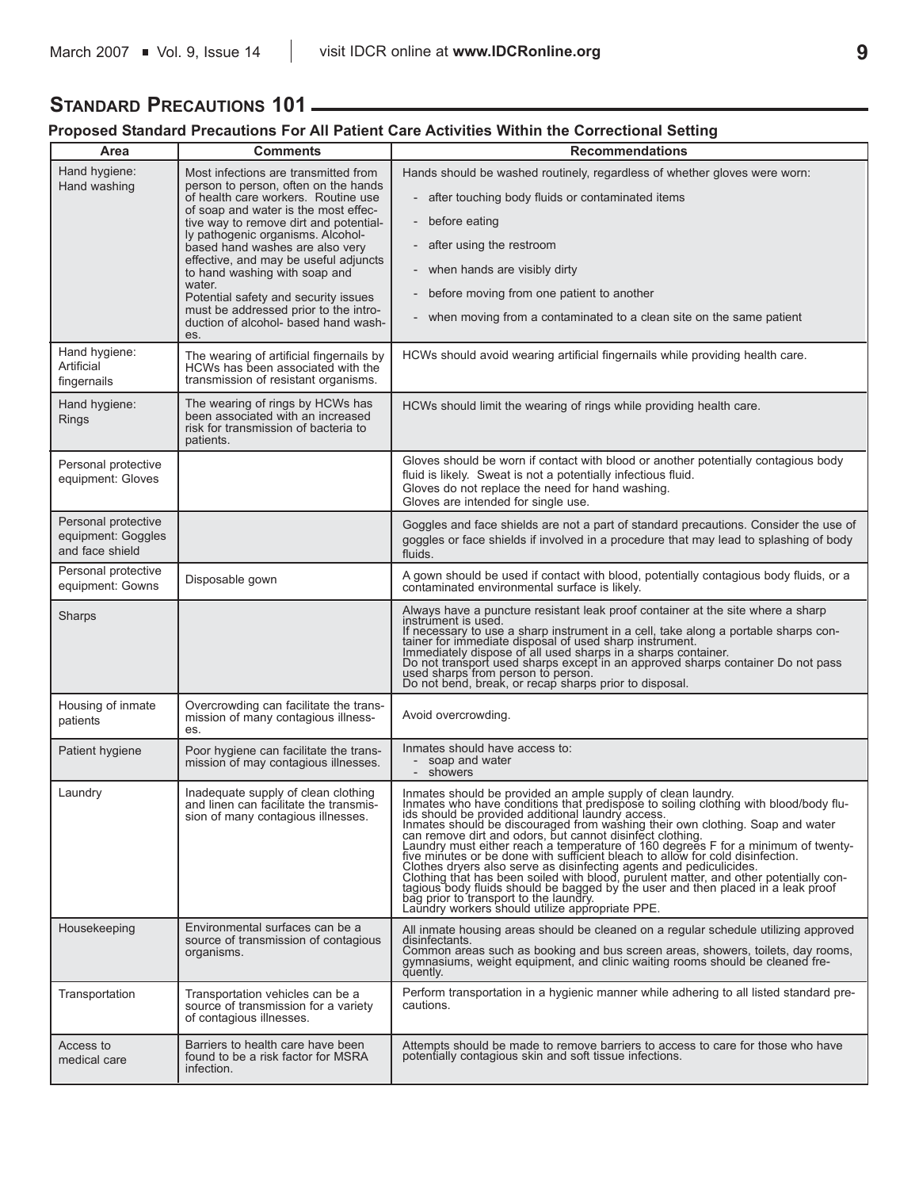## Standard Precautions 101

### Proposed Standard Precautions For All Patient Care Activities Within the Correctional Setting

| Area | Comments | Recommendations |
|---|---|---|
| Hand hygiene: Hand washing | Most infections are transmitted from person to person, often on the hands of health care workers. Routine use of soap and water is the most effective way to remove dirt and potentially pathogenic organisms. Alcohol-based hand washes are also very effective, and may be useful adjuncts to hand washing with soap and water. Potential safety and security issues must be addressed prior to the introduction of alcohol- based hand washes. | Hands should be washed routinely, regardless of whether gloves were worn: - after touching body fluids or contaminated items - before eating - after using the restroom - when hands are visibly dirty - before moving from one patient to another - when moving from a contaminated to a clean site on the same patient |
| Hand hygiene: Artificial fingernails | The wearing of artificial fingernails by HCWs has been associated with the transmission of resistant organisms. | HCWs should avoid wearing artificial fingernails while providing health care. |
| Hand hygiene: Rings | The wearing of rings by HCWs has been associated with an increased risk for transmission of bacteria to patients. | HCWs should limit the wearing of rings while providing health care. |
| Personal protective equipment: Gloves | | Gloves should be worn if contact with blood or another potentially contagious body fluid is likely. Sweat is not a potentially infectious fluid. Gloves do not replace the need for hand washing. Gloves are intended for single use. |
| Personal protective equipment: Goggles and face shield | | Goggles and face shields are not a part of standard precautions. Consider the use of goggles or face shields if involved in a procedure that may lead to splashing of body fluids. |
| Personal protective equipment: Gowns | Disposable gown | A gown should be used if contact with blood, potentially contagious body fluids, or a contaminated environmental surface is likely. |
| Sharps | | Always have a puncture resistant leak proof container at the site where a sharp instrument is used. If necessary to use a sharp instrument in a cell, take along a portable sharps container for immediate disposal of used sharp instrument. Immediately dispose of all used sharps in a sharps container. Do not transport used sharps except in an approved sharps container Do not pass used sharps from person to person. Do not bend, break, or recap sharps prior to disposal. |
| Housing of inmate patients | Overcrowding can facilitate the transmission of many contagious illnesses. | Avoid overcrowding. |
| Patient hygiene | Poor hygiene can facilitate the transmission of may contagious illnesses. | Inmates should have access to: - soap and water - showers |
| Laundry | Inadequate supply of clean clothing and linen can facilitate the transmission of many contagious illnesses. | Inmates should be provided an ample supply of clean laundry. Inmates who have conditions that predispose to soiling clothing with blood/body fluids should be provided additional laundry access. Inmates should be discouraged from washing their own clothing. Soap and water can remove dirt and odors, but cannot disinfect clothing. Laundry must either reach a temperature of 160 degrees F for a minimum of twenty-five minutes or be done with sufficient bleach to allow for cold disinfection. Clothes dryers also serve as disinfecting agents and pediculicides. Clothing that has been soiled with blood, purulent matter, and other potentially contagious body fluids should be bagged by the user and then placed in a leak proof bag prior to transport to the laundry. Laundry workers should utilize appropriate PPE. |
| Housekeeping | Environmental surfaces can be a source of transmission of contagious organisms. | All inmate housing areas should be cleaned on a regular schedule utilizing approved disinfectants. Common areas such as booking and bus screen areas, showers, toilets, day rooms, gymnasiums, weight equipment, and clinic waiting rooms should be cleaned frequently. |
| Transportation | Transportation vehicles can be a source of transmission for a variety of contagious illnesses. | Perform transportation in a hygienic manner while adhering to all listed standard precautions. |
| Access to medical care | Barriers to health care have been found to be a risk factor for MSRA infection. | Attempts should be made to remove barriers to access to care for those who have potentially contagious skin and soft tissue infections. |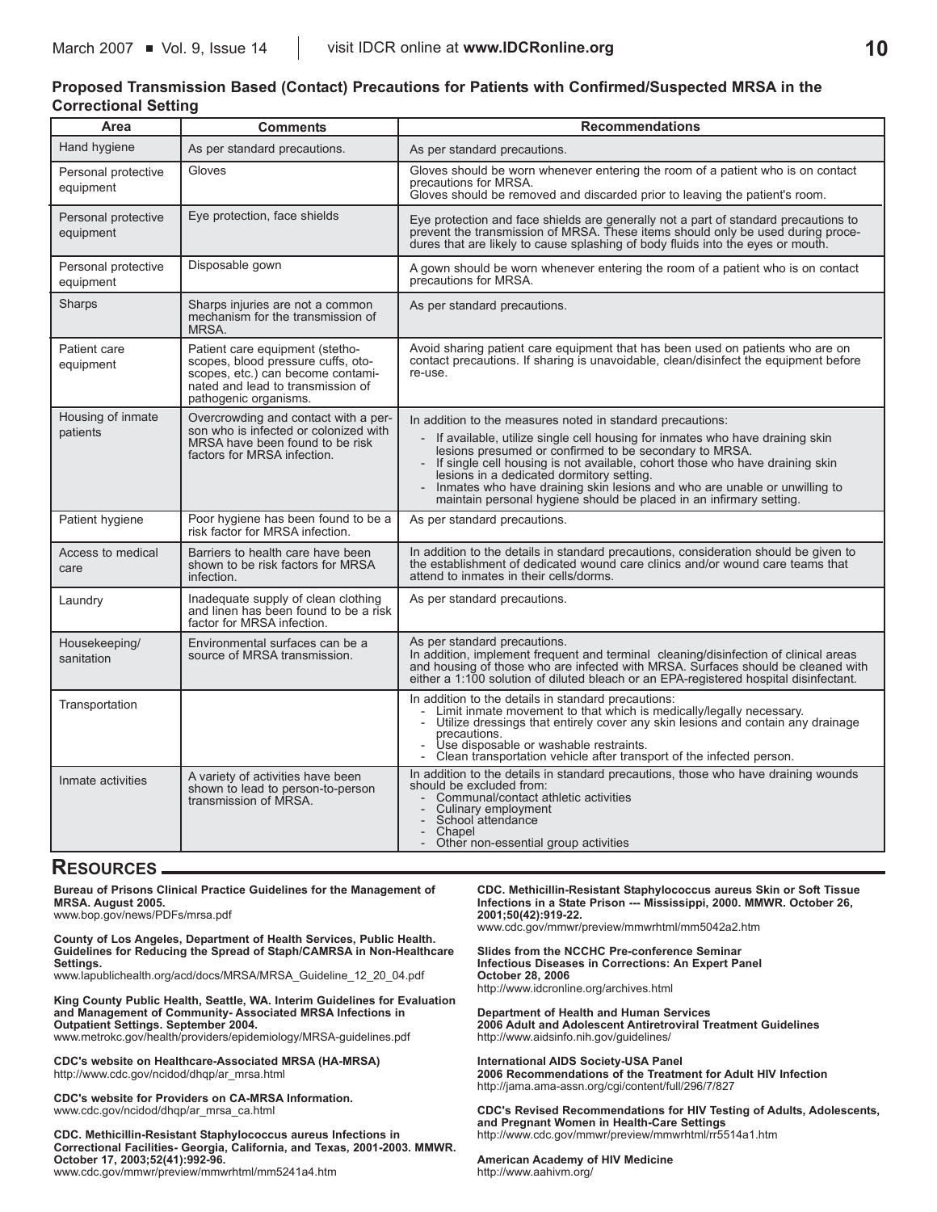**Proposed Transmission Based (Contact) Precautions for Patients with Confirmed/Suspected MRSA in the Correctional Setting**

| Area | Comments | Recommendations |
|---|---|---|
| Hand hygiene | As per standard precautions. | As per standard precautions. |
| Personal protective equipment | Gloves | Gloves should be worn whenever entering the room of a patient who is on contact precautions for MRSA. Gloves should be removed and discarded prior to leaving the patient's room. |
| Personal protective equipment | Eye protection, face shields | Eye protection and face shields are generally not a part of standard precautions to prevent the transmission of MRSA. These items should only be used during procedures that are likely to cause splashing of body fluids into the eyes or mouth. |
| Personal protective equipment | Disposable gown | A gown should be worn whenever entering the room of a patient who is on contact precautions for MRSA. |
| Sharps | Sharps injuries are not a common mechanism for the transmission of MRSA. | As per standard precautions. |
| Patient care equipment | Patient care equipment (stethoscopes, blood pressure cuffs, otoscopes, etc.) can become contaminated and lead to transmission of pathogenic organisms. | Avoid sharing patient care equipment that has been used on patients who are on contact precautions. If sharing is unavoidable, clean/disinfect the equipment before re-use. |
| Housing of inmate patients | Overcrowding and contact with a person who is infected or colonized with MRSA have been found to be risk factors for MRSA infection. | In addition to the measures noted in standard precautions:<br>- If available, utilize single cell housing for inmates who have draining skin lesions presumed or confirmed to be secondary to MRSA.<br>- If single cell housing is not available, cohort those who have draining skin lesions in a dedicated dormitory setting.<br>- Inmates who have draining skin lesions and who are unable or unwilling to maintain personal hygiene should be placed in an infirmary setting. |
| Patient hygiene | Poor hygiene has been found to be a risk factor for MRSA infection. | As per standard precautions. |
| Access to medical care | Barriers to health care have been shown to be risk factors for MRSA infection. | In addition to the details in standard precautions, consideration should be given to the establishment of dedicated wound care clinics and/or wound care teams that attend to inmates in their cells/dorms. |
| Laundry | Inadequate supply of clean clothing and linen has been found to be a risk factor for MRSA infection. | As per standard precautions. |
| Housekeeping/ sanitation | Environmental surfaces can be a source of MRSA transmission. | As per standard precautions.<br>In addition, implement frequent and terminal cleaning/disinfection of clinical areas and housing of those who are infected with MRSA. Surfaces should be cleaned with either a 1:100 solution of diluted bleach or an EPA-registered hospital disinfectant. |
| Transportation | | In addition to the details in standard precautions:<br>- Limit inmate movement to that which is medically/legally necessary.<br>- Utilize dressings that entirely cover any skin lesions and contain any drainage precautions.<br>- Use disposable or washable restraints.<br>- Clean transportation vehicle after transport of the infected person. |
| Inmate activities | A variety of activities have been shown to lead to person-to-person transmission of MRSA. | In addition to the details in standard precautions, those who have draining wounds should be excluded from:<br>- Communal/contact athletic activities<br>- Culinary employment<br>- School attendance<br>- Chapel<br>- Other non-essential group activities |

## RESOURCES

**Bureau of Prisons Clinical Practice Guidelines for the Management of MRSA. August 2005.**
www.bop.gov/news/PDFs/mrsa.pdf

**County of Los Angeles, Department of Health Services, Public Health. Guidelines for Reducing the Spread of Staph/CAMRSA in Non-Healthcare Settings.**
www.lapublichealth.org/acd/docs/MRSA/MRSA_Guideline_12_20_04.pdf

**King County Public Health, Seattle, WA. Interim Guidelines for Evaluation and Management of Community- Associated MRSA Infections in Outpatient Settings. September 2004.**
www.metrokc.gov/health/providers/epidemiology/MRSA-guidelines.pdf

**CDC's website on Healthcare-Associated MRSA (HA-MRSA)**
http://www.cdc.gov/ncidod/dhqp/ar_mrsa.html

**CDC's website for Providers on CA-MRSA Information.**
www.cdc.gov/ncidod/dhqp/ar_mrsa_ca.html

**CDC. Methicillin-Resistant Staphylococcus aureus Infections in Correctional Facilities- Georgia, California, and Texas, 2001-2003. MMWR. October 17, 2003;52(41):992-96.**
www.cdc.gov/mmwr/preview/mmwrhtml/mm5241a4.htm

**CDC. Methicillin-Resistant Staphylococcus aureus Skin or Soft Tissue Infections in a State Prison --- Mississippi, 2000. MMWR. October 26, 2001;50(42):919-22.**
www.cdc.gov/mmwr/preview/mmwrhtml/mm5042a2.htm

**Slides from the NCCHC Pre-conference Seminar Infectious Diseases in Corrections: An Expert Panel October 28, 2006**
http://www.idcronline.org/archives.html

**Department of Health and Human Services 2006 Adult and Adolescent Antiretroviral Treatment Guidelines**
http://www.aidsinfo.nih.gov/guidelines/

**International AIDS Society-USA Panel 2006 Recommendations of the Treatment for Adult HIV Infection**
http://jama.ama-assn.org/cgi/content/full/296/7/827

**CDC's Revised Recommendations for HIV Testing of Adults, Adolescents, and Pregnant Women in Health-Care Settings**
http://www.cdc.gov/mmwr/preview/mmwrhtml/rr5514a1.htm

**American Academy of HIV Medicine**
http://www.aahivm.org/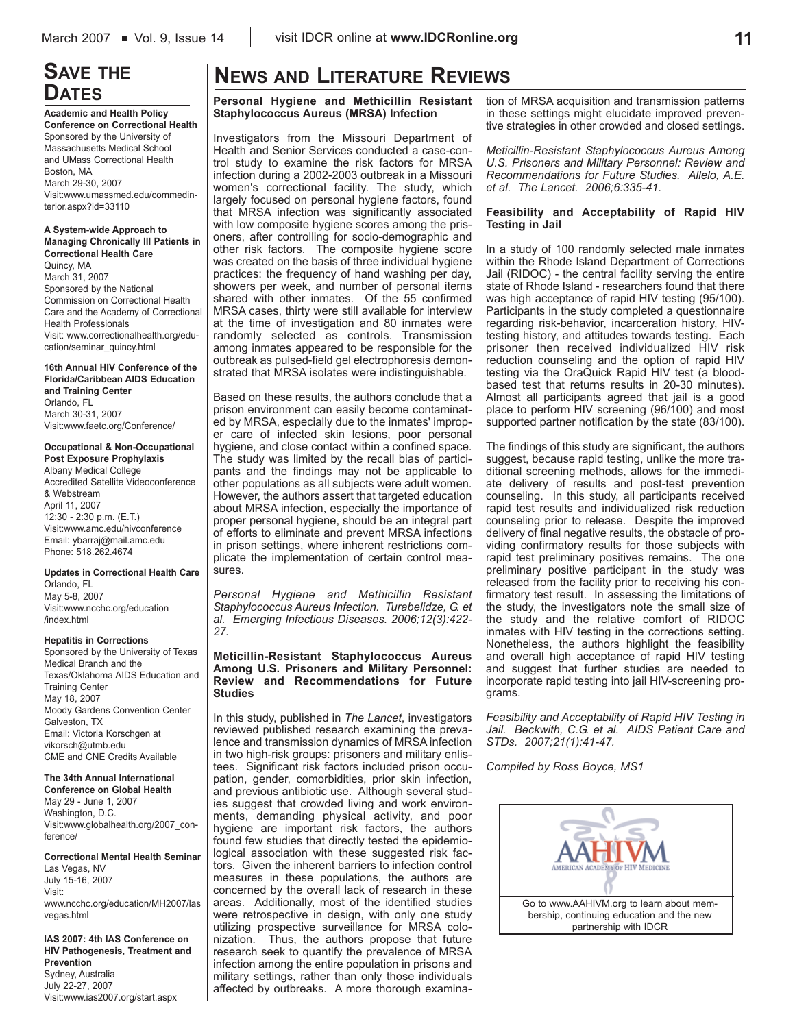## Save the Dates

**Academic and Health Policy Conference on Correctional Health**
Sponsored by the University of Massachusetts Medical School and UMass Correctional Health
Boston, MA
March 29-30, 2007
Visit:www.umassmed.edu/commedinterior.aspx?id=33110

**A System-wide Approach to Managing Chronically Ill Patients in Correctional Health Care**
Quincy, MA
March 31, 2007
Sponsored by the National Commission on Correctional Health Care and the Academy of Correctional Health Professionals
Visit: www.correctionalhealth.org/education/seminar_quincy.html

**16th Annual HIV Conference of the Florida/Caribbean AIDS Education and Training Center**
Orlando, FL
March 30-31, 2007
Visit:www.faetc.org/Conference/

**Occupational & Non-Occupational Post Exposure Prophylaxis**
Albany Medical College
Accredited Satellite Videoconference & Webstream
April 11, 2007
12:30 - 2:30 p.m. (E.T.)
Visit:www.amc.edu/hivconference
Email: ybarraj@mail.amc.edu
Phone: 518.262.4674

**Updates in Correctional Health Care**
Orlando, FL
May 5-8, 2007
Visit:www.ncchc.org/education/index.html

**Hepatitis in Corrections**
Sponsored by the University of Texas Medical Branch and the Texas/Oklahoma AIDS Education and Training Center
May 18, 2007
Moody Gardens Convention Center
Galveston, TX
Email: Victoria Korschgen at vikorsch@utmb.edu
CME and CNE Credits Available

**The 34th Annual International Conference on Global Health**
May 29 - June 1, 2007
Washington, D.C.
Visit:www.globalhealth.org/2007_conference/

**Correctional Mental Health Seminar**
Las Vegas, NV
July 15-16, 2007
Visit:
www.ncchc.org/education/MH2007/lasvegas.html

**IAS 2007: 4th IAS Conference on HIV Pathogenesis, Treatment and Prevention**
Sydney, Australia
July 22-27, 2007
Visit:www.ias2007.org/start.aspx

## News and Literature Reviews

### Personal Hygiene and Methicillin Resistant Staphylococcus Aureus (MRSA) Infection

Investigators from the Missouri Department of Health and Senior Services conducted a case-control study to examine the risk factors for MRSA infection during a 2002-2003 outbreak in a Missouri women's correctional facility. The study, which largely focused on personal hygiene factors, found that MRSA infection was significantly associated with low composite hygiene scores among the prisoners, after controlling for socio-demographic and other risk factors. The composite hygiene score was created on the basis of three individual hygiene practices: the frequency of hand washing per day, showers per week, and number of personal items shared with other inmates. Of the 55 confirmed MRSA cases, thirty were still available for interview at the time of investigation and 80 inmates were randomly selected as controls. Transmission among inmates appeared to be responsible for the outbreak as pulsed-field gel electrophoresis demonstrated that MRSA isolates were indistinguishable.

Based on these results, the authors conclude that a prison environment can easily become contaminated by MRSA, especially due to the inmates' improper care of infected skin lesions, poor personal hygiene, and close contact within a confined space. The study was limited by the recall bias of participants and the findings may not be applicable to other populations as all subjects were adult women. However, the authors assert that targeted education about MRSA infection, especially the importance of proper personal hygiene, should be an integral part of efforts to eliminate and prevent MRSA infections in prison settings, where inherent restrictions complicate the implementation of certain control measures.

*Personal Hygiene and Methicillin Resistant Staphylococcus Aureus Infection. Turabelidze, G. et al. Emerging Infectious Diseases. 2006;12(3):422-27.*

### Meticillin-Resistant Staphylococcus Aureus Among U.S. Prisoners and Military Personnel: Review and Recommendations for Future Studies

In this study, published in *The Lancet*, investigators reviewed published research examining the prevalence and transmission dynamics of MRSA infection in two high-risk groups: prisoners and military enlistees. Significant risk factors included prison occupation, gender, comorbidities, prior skin infection, and previous antibiotic use. Although several studies suggest that crowded living and work environments, demanding physical activity, and poor hygiene are important risk factors, the authors found few studies that directly tested the epidemiological association with these suggested risk factors. Given the inherent barriers to infection control measures in these populations, the authors are concerned by the overall lack of research in these areas. Additionally, most of the identified studies were retrospective in design, with only one study utilizing prospective surveillance for MRSA colonization. Thus, the authors propose that future research seek to quantify the prevalence of MRSA infection among the entire population in prisons and military settings, rather than only those individuals affected by outbreaks. A more thorough examination of MRSA acquisition and transmission patterns in these settings might elucidate improved preventive strategies in other crowded and closed settings.

*Meticillin-Resistant Staphylococcus Aureus Among U.S. Prisoners and Military Personnel: Review and Recommendations for Future Studies. Allelo, A.E. et al. The Lancet. 2006;6:335-41.*

### Feasibility and Acceptability of Rapid HIV Testing in Jail

In a study of 100 randomly selected male inmates within the Rhode Island Department of Corrections Jail (RIDOC) - the central facility serving the entire state of Rhode Island - researchers found that there was high acceptance of rapid HIV testing (95/100). Participants in the study completed a questionnaire regarding risk-behavior, incarceration history, HIV-testing history, and attitudes towards testing. Each prisoner then received individualized HIV risk reduction counseling and the option of rapid HIV testing via the OraQuick Rapid HIV test (a blood-based test that returns results in 20-30 minutes). Almost all participants agreed that jail is a good place to perform HIV screening (96/100) and most supported partner notification by the state (83/100).

The findings of this study are significant, the authors suggest, because rapid testing, unlike the more traditional screening methods, allows for the immediate delivery of results and post-test prevention counseling. In this study, all participants received rapid test results and individualized risk reduction counseling prior to release. Despite the improved delivery of final negative results, the obstacle of providing confirmatory results for those subjects with rapid test preliminary positives remains. The one preliminary positive participant in the study was released from the facility prior to receiving his confirmatory test result. In assessing the limitations of the study, the investigators note the small size of the study and the relative comfort of RIDOC inmates with HIV testing in the corrections setting. Nonetheless, the authors highlight the feasibility and overall high acceptance of rapid HIV testing and suggest that further studies are needed to incorporate rapid testing into jail HIV-screening programs.

*Feasibility and Acceptability of Rapid HIV Testing in Jail. Beckwith, C.G. et al. AIDS Patient Care and STDs. 2007;21(1):41-47.*

*Compiled by Ross Boyce, MS1*

AAHIVM — American Academy of HIV Medicine

Go to www.AAHIVM.org to learn about membership, continuing education and the new partnership with IDCR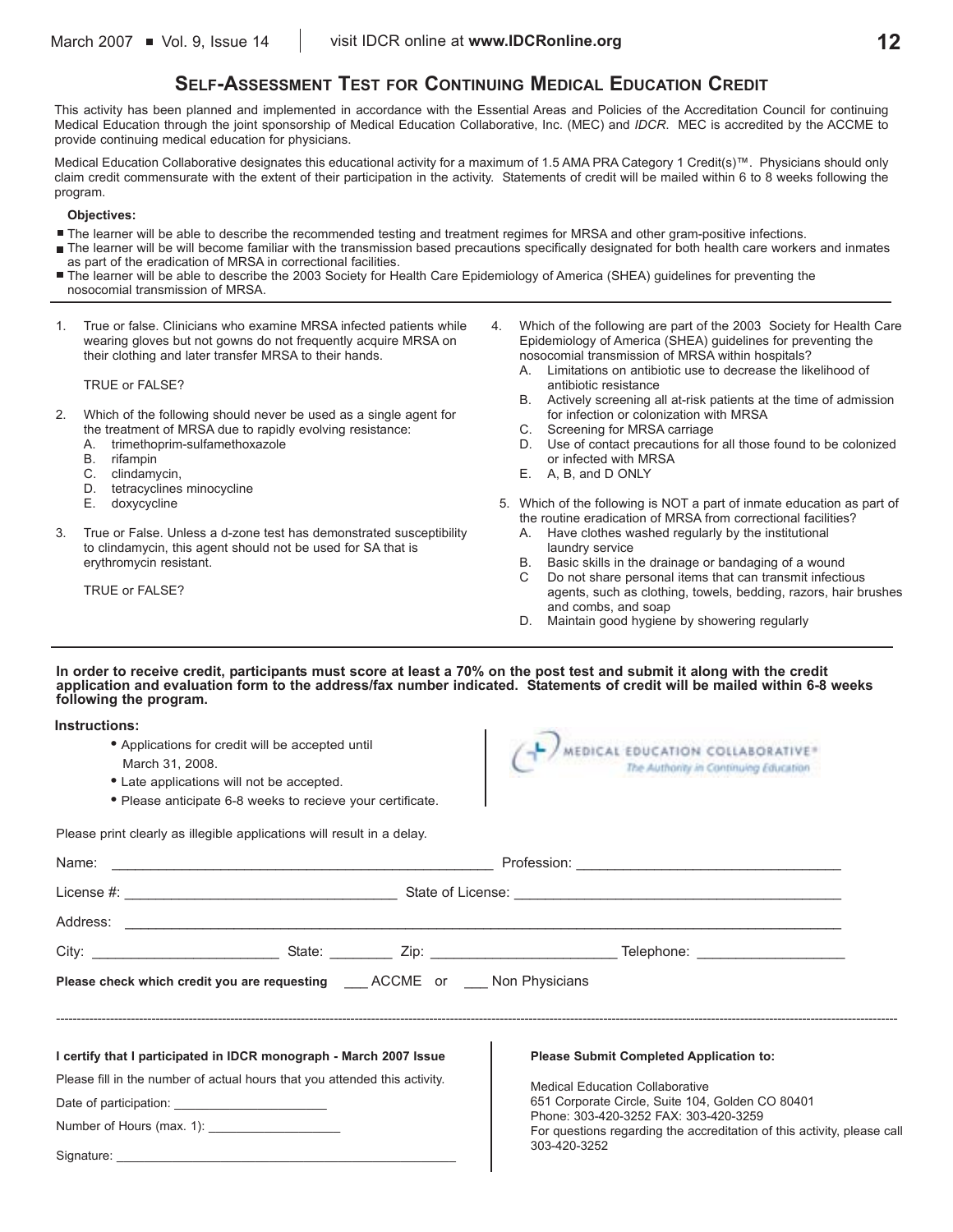## Self-Assessment Test for Continuing Medical Education Credit

This activity has been planned and implemented in accordance with the Essential Areas and Policies of the Accreditation Council for continuing Medical Education through the joint sponsorship of Medical Education Collaborative, Inc. (MEC) and *IDCR*. MEC is accredited by the ACCME to provide continuing medical education for physicians.

Medical Education Collaborative designates this educational activity for a maximum of 1.5 AMA PRA Category 1 Credit(s)™. Physicians should only claim credit commensurate with the extent of their participation in the activity. Statements of credit will be mailed within 6 to 8 weeks following the program.

**Objectives:**

- The learner will be able to describe the recommended testing and treatment regimes for MRSA and other gram-positive infections.
- The learner will be will become familiar with the transmission based precautions specifically designated for both health care workers and inmates as part of the eradication of MRSA in correctional facilities.
- The learner will be able to describe the 2003 Society for Health Care Epidemiology of America (SHEA) guidelines for preventing the nosocomial transmission of MRSA.

---

1. True or false. Clinicians who examine MRSA infected patients while wearing gloves but not gowns do not frequently acquire MRSA on their clothing and later transfer MRSA to their hands.

   TRUE or FALSE?

2. Which of the following should never be used as a single agent for the treatment of MRSA due to rapidly evolving resistance:
   A. trimethoprim-sulfamethoxazole
   B. rifampin
   C. clindamycin,
   D. tetracyclines minocycline
   E. doxycycline

3. True or False. Unless a d-zone test has demonstrated susceptibility to clindamycin, this agent should not be used for SA that is erythromycin resistant.

   TRUE or FALSE?

4. Which of the following are part of the 2003 Society for Health Care Epidemiology of America (SHEA) guidelines for preventing the nosocomial transmission of MRSA within hospitals?
   A. Limitations on antibiotic use to decrease the likelihood of antibiotic resistance
   B. Actively screening all at-risk patients at the time of admission for infection or colonization with MRSA
   C. Screening for MRSA carriage
   D. Use of contact precautions for all those found to be colonized or infected with MRSA
   E. A, B, and D ONLY

5. Which of the following is NOT a part of inmate education as part of the routine eradication of MRSA from correctional facilities?
   A. Have clothes washed regularly by the institutional laundry service
   B. Basic skills in the drainage or bandaging of a wound
   C Do not share personal items that can transmit infectious agents, such as clothing, towels, bedding, razors, hair brushes and combs, and soap
   D. Maintain good hygiene by showering regularly

---

**In order to receive credit, participants must score at least a 70% on the post test and submit it along with the credit application and evaluation form to the address/fax number indicated. Statements of credit will be mailed within 6-8 weeks following the program.**

**Instructions:**

- Applications for credit will be accepted until March 31, 2008.
- Late applications will not be accepted.
- Please anticipate 6-8 weeks to recieve your certificate.

MEDICAL EDUCATION COLLABORATIVE®
*The Authority in Continuing Education*

Please print clearly as illegible applications will result in a delay.

Name: ______________________ Profession: ______________________

License #: ______________________ State of License: ______________________

Address: ____________________________________________

City: ____________ State: ________ Zip: ____________ Telephone: ____________

**Please check which credit you are requesting** ___ ACCME or ___ Non Physicians

---

**I certify that I participated in IDCR monograph - March 2007 Issue**

Please fill in the number of actual hours that you attended this activity.

Date of participation: ____________________

Number of Hours (max. 1): ____________________

Signature: ______________________________

**Please Submit Completed Application to:**

Medical Education Collaborative
651 Corporate Circle, Suite 104, Golden CO 80401
Phone: 303-420-3252 FAX: 303-420-3259
For questions regarding the accreditation of this activity, please call 303-420-3252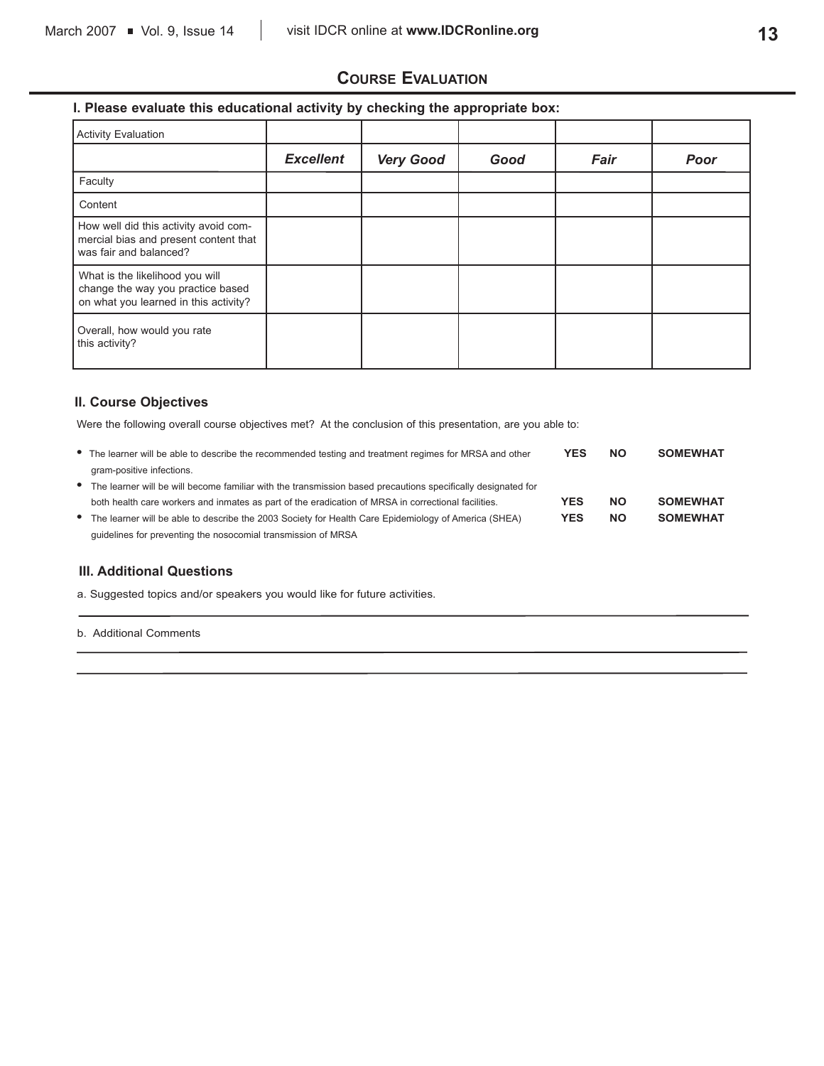## Course Evaluation

**I. Please evaluate this educational activity by checking the appropriate box:**

| Activity Evaluation | | | | | |
|---|---|---|---|---|---|
| | ***Excellent*** | ***Very Good*** | ***Good*** | ***Fair*** | ***Poor*** |
| Faculty | | | | | |
| Content | | | | | |
| How well did this activity avoid commercial bias and present content that was fair and balanced? | | | | | |
| What is the likelihood you will change the way you practice based on what you learned in this activity? | | | | | |
| Overall, how would you rate this activity? | | | | | |

**II. Course Objectives**

Were the following overall course objectives met? At the conclusion of this presentation, are you able to:

- The learner will be able to describe the recommended testing and treatment regimes for MRSA and other gram-positive infections. **YES NO SOMEWHAT**
- The learner will be will become familiar with the transmission based precautions specifically designated for both health care workers and inmates as part of the eradication of MRSA in correctional facilities. **YES NO SOMEWHAT**
- The learner will be able to describe the 2003 Society for Health Care Epidemiology of America (SHEA) guidelines for preventing the nosocomial transmission of MRSA **YES NO SOMEWHAT**

**III. Additional Questions**

a. Suggested topics and/or speakers you would like for future activities.

______________________________________________________________________

b. Additional Comments

______________________________________________________________________

______________________________________________________________________